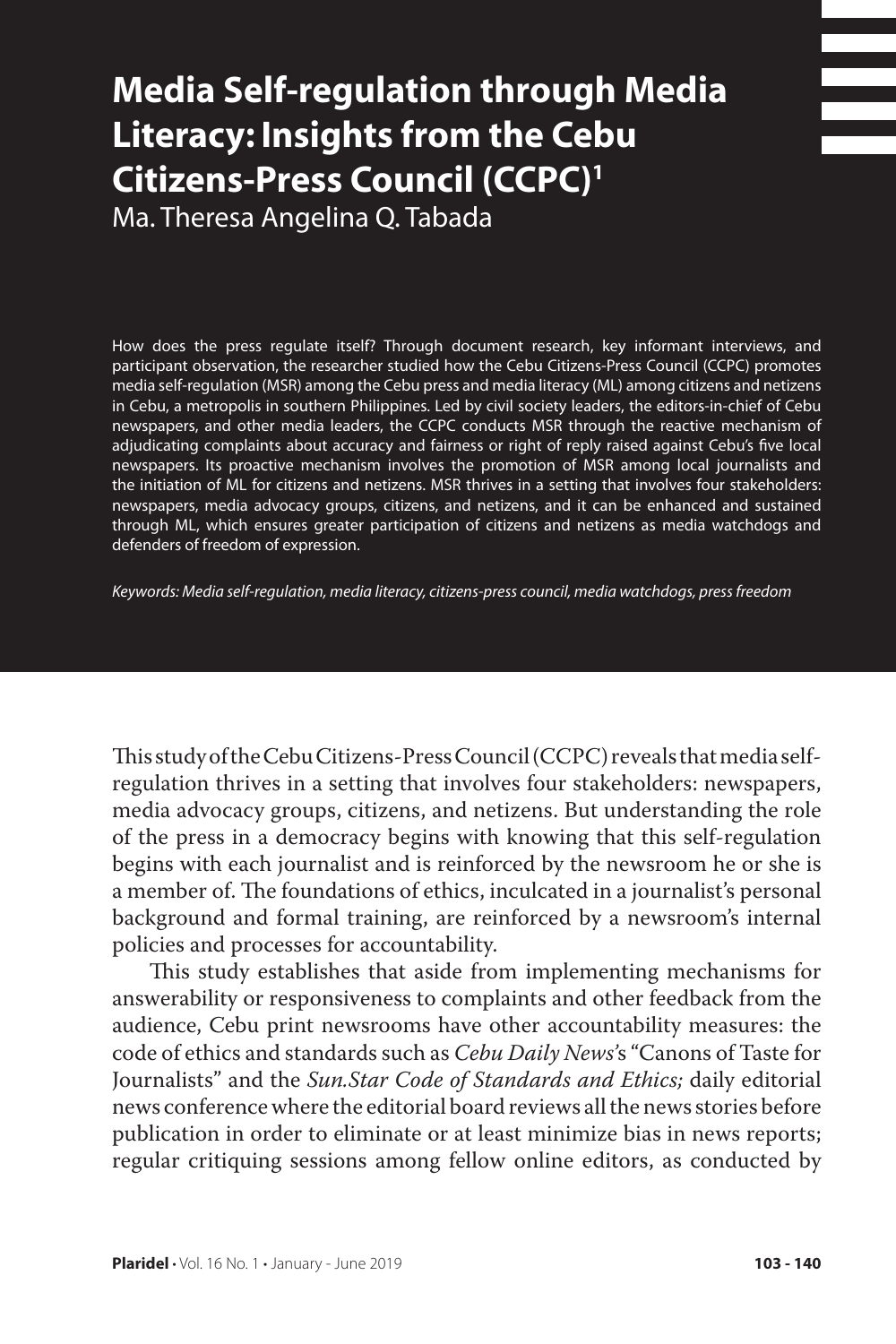# Media Self-regulation through Media Literacy: Insights from the Cebu Citizens-Press Council (CCPC)[1]

Ma. Theresa Angelina Q. Tabada

How does the press regulate itself? Through document research, key informant interviews, and participant observation, the researcher studied how the Cebu Citizens-Press Council (CCPC) promotes media self-regulation (MSR) among the Cebu press and media literacy (ML) among citizens and netizens in Cebu, a metropolis in southern Philippines. Led by civil society leaders, the editors-in-chief of Cebu newspapers, and other media leaders, the CCPC conducts MSR through the reactive mechanism of adjudicating complaints about accuracy and fairness or right of reply raised against Cebu's five local newspapers. Its proactive mechanism involves the promotion of MSR among local journalists and the initiation of ML for citizens and netizens. MSR thrives in a setting that involves four stakeholders: newspapers, media advocacy groups, citizens, and netizens, and it can be enhanced and sustained through ML, which ensures greater participation of citizens and netizens as media watchdogs and defenders of freedom of expression.

*Keywords: Media self-regulation, media literacy, citizens-press council, media watchdogs, press freedom*

This study of the Cebu Citizens-Press Council (CCPC) reveals that media self-regulation thrives in a setting that involves four stakeholders: newspapers, media advocacy groups, citizens, and netizens. But understanding the role of the press in a democracy begins with knowing that this self-regulation begins with each journalist and is reinforced by the newsroom he or she is a member of. The foundations of ethics, inculcated in a journalist's personal background and formal training, are reinforced by a newsroom's internal policies and processes for accountability.

This study establishes that aside from implementing mechanisms for answerability or responsiveness to complaints and other feedback from the audience, Cebu print newsrooms have other accountability measures: the code of ethics and standards such as *Cebu Daily News*'s "Canons of Taste for Journalists" and the *Sun.Star Code of Standards and Ethics;* daily editorial news conference where the editorial board reviews all the news stories before publication in order to eliminate or at least minimize bias in news reports; regular critiquing sessions among fellow online editors, as conducted by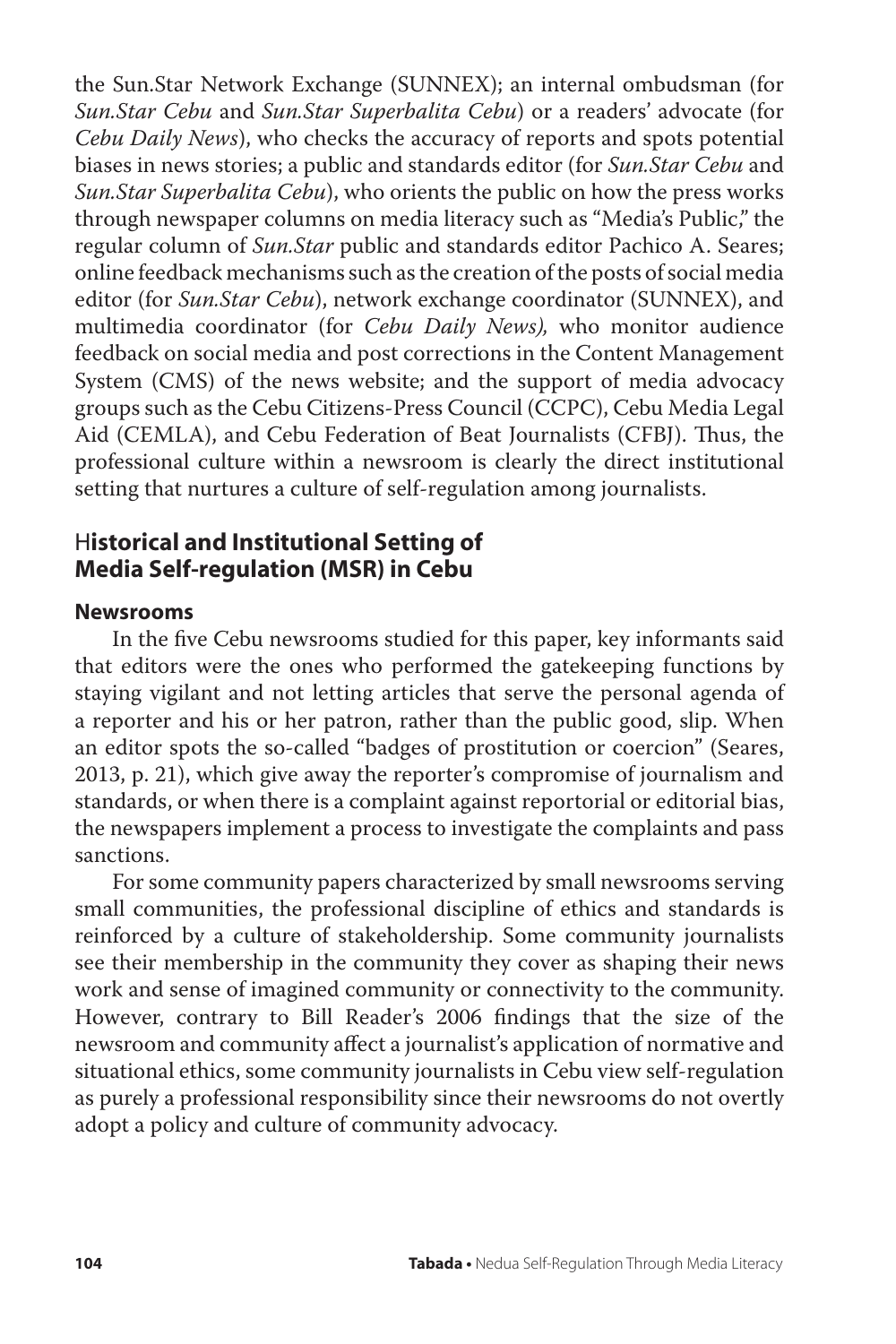the Sun.Star Network Exchange (SUNNEX); an internal ombudsman (for *Sun.Star Cebu* and *Sun.Star Superbalita Cebu*) or a readers' advocate (for *Cebu Daily News*), who checks the accuracy of reports and spots potential biases in news stories; a public and standards editor (for *Sun.Star Cebu* and *Sun.Star Superbalita Cebu*), who orients the public on how the press works through newspaper columns on media literacy such as "Media's Public," the regular column of *Sun.Star* public and standards editor Pachico A. Seares; online feedback mechanisms such as the creation of the posts of social media editor (for *Sun.Star Cebu*), network exchange coordinator (SUNNEX), and multimedia coordinator (for *Cebu Daily News),* who monitor audience feedback on social media and post corrections in the Content Management System (CMS) of the news website; and the support of media advocacy groups such as the Cebu Citizens-Press Council (CCPC), Cebu Media Legal Aid (CEMLA), and Cebu Federation of Beat Journalists (CFBJ). Thus, the professional culture within a newsroom is clearly the direct institutional setting that nurtures a culture of self-regulation among journalists.

## Historical and Institutional Setting of Media Self-regulation (MSR) in Cebu

### Newsrooms

In the five Cebu newsrooms studied for this paper, key informants said that editors were the ones who performed the gatekeeping functions by staying vigilant and not letting articles that serve the personal agenda of a reporter and his or her patron, rather than the public good, slip. When an editor spots the so-called "badges of prostitution or coercion" (Seares, 2013, p. 21), which give away the reporter's compromise of journalism and standards, or when there is a complaint against reportorial or editorial bias, the newspapers implement a process to investigate the complaints and pass sanctions.

For some community papers characterized by small newsrooms serving small communities, the professional discipline of ethics and standards is reinforced by a culture of stakeholdership. Some community journalists see their membership in the community they cover as shaping their news work and sense of imagined community or connectivity to the community. However, contrary to Bill Reader's 2006 findings that the size of the newsroom and community affect a journalist's application of normative and situational ethics, some community journalists in Cebu view self-regulation as purely a professional responsibility since their newsrooms do not overtly adopt a policy and culture of community advocacy.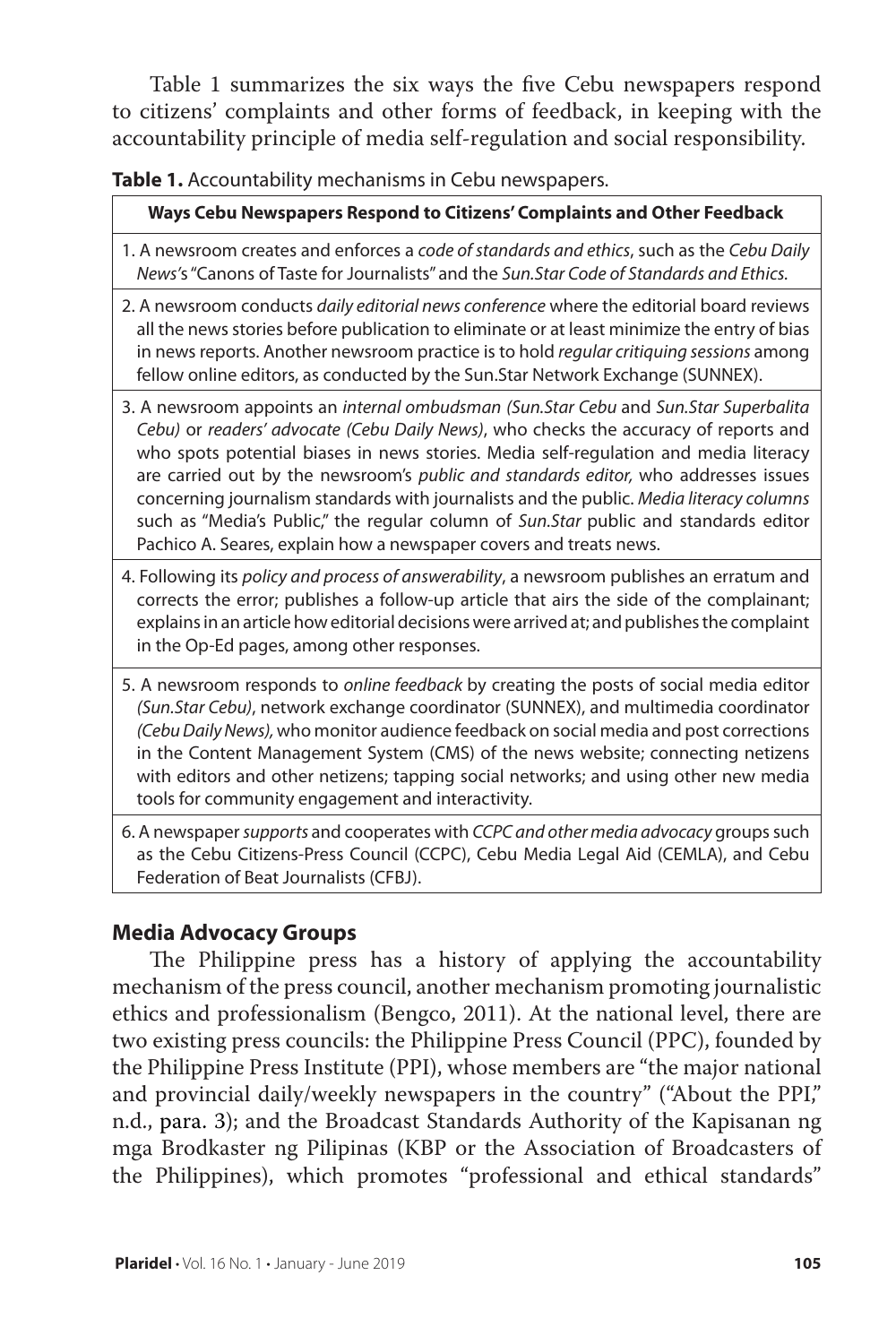Table 1 summarizes the six ways the five Cebu newspapers respond to citizens' complaints and other forms of feedback, in keeping with the accountability principle of media self-regulation and social responsibility.

**Table 1.** Accountability mechanisms in Cebu newspapers.

| **Ways Cebu Newspapers Respond to Citizens' Complaints and Other Feedback** |
|---|
| 1. A newsroom creates and enforces a *code of standards and ethics*, such as the *Cebu Daily News's* "Canons of Taste for Journalists" and the *Sun.Star Code of Standards and Ethics.* |
| 2. A newsroom conducts *daily editorial news conference* where the editorial board reviews all the news stories before publication to eliminate or at least minimize the entry of bias in news reports. Another newsroom practice is to hold *regular critiquing sessions* among fellow online editors, as conducted by the Sun.Star Network Exchange (SUNNEX). |
| 3. A newsroom appoints an *internal ombudsman (Sun.Star Cebu* and *Sun.Star Superbalita Cebu)* or *readers' advocate (Cebu Daily News)*, who checks the accuracy of reports and who spots potential biases in news stories. Media self-regulation and media literacy are carried out by the newsroom's *public and standards editor,* who addresses issues concerning journalism standards with journalists and the public. *Media literacy columns* such as "Media's Public," the regular column of *Sun.Star* public and standards editor Pachico A. Seares, explain how a newspaper covers and treats news. |
| 4. Following its *policy and process of answerability*, a newsroom publishes an erratum and corrects the error; publishes a follow-up article that airs the side of the complainant; explains in an article how editorial decisions were arrived at; and publishes the complaint in the Op-Ed pages, among other responses. |
| 5. A newsroom responds to *online feedback* by creating the posts of social media editor *(Sun.Star Cebu)*, network exchange coordinator (SUNNEX), and multimedia coordinator *(Cebu Daily News),* who monitor audience feedback on social media and post corrections in the Content Management System (CMS) of the news website; connecting netizens with editors and other netizens; tapping social networks; and using other new media tools for community engagement and interactivity. |
| 6. A newspaper *supports* and cooperates with *CCPC and other media advocacy* groups such as the Cebu Citizens-Press Council (CCPC), Cebu Media Legal Aid (CEMLA), and Cebu Federation of Beat Journalists (CFBJ). |

## Media Advocacy Groups

The Philippine press has a history of applying the accountability mechanism of the press council, another mechanism promoting journalistic ethics and professionalism (Bengco, 2011). At the national level, there are two existing press councils: the Philippine Press Council (PPC), founded by the Philippine Press Institute (PPI), whose members are "the major national and provincial daily/weekly newspapers in the country" ("About the PPI," n.d., para. 3); and the Broadcast Standards Authority of the Kapisanan ng mga Brodkaster ng Pilipinas (KBP or the Association of Broadcasters of the Philippines), which promotes "professional and ethical standards"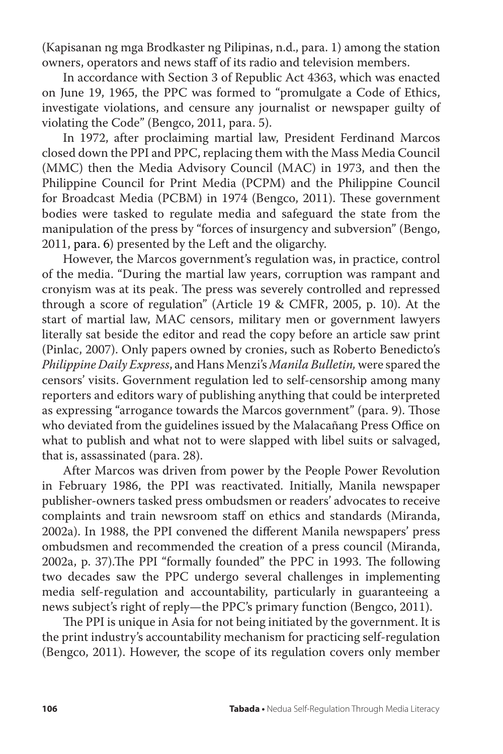(Kapisanan ng mga Brodkaster ng Pilipinas, n.d., para. 1) among the station owners, operators and news staff of its radio and television members.

In accordance with Section 3 of Republic Act 4363, which was enacted on June 19, 1965, the PPC was formed to "promulgate a Code of Ethics, investigate violations, and censure any journalist or newspaper guilty of violating the Code" (Bengco, 2011, para. 5).

In 1972, after proclaiming martial law, President Ferdinand Marcos closed down the PPI and PPC, replacing them with the Mass Media Council (MMC) then the Media Advisory Council (MAC) in 1973, and then the Philippine Council for Print Media (PCPM) and the Philippine Council for Broadcast Media (PCBM) in 1974 (Bengco, 2011). These government bodies were tasked to regulate media and safeguard the state from the manipulation of the press by "forces of insurgency and subversion" (Bengo, 2011, para. 6) presented by the Left and the oligarchy.

However, the Marcos government's regulation was, in practice, control of the media. "During the martial law years, corruption was rampant and cronyism was at its peak. The press was severely controlled and repressed through a score of regulation" (Article 19 & CMFR, 2005, p. 10). At the start of martial law, MAC censors, military men or government lawyers literally sat beside the editor and read the copy before an article saw print (Pinlac, 2007). Only papers owned by cronies, such as Roberto Benedicto's *Philippine Daily Express*, and Hans Menzi's *Manila Bulletin,* were spared the censors' visits. Government regulation led to self-censorship among many reporters and editors wary of publishing anything that could be interpreted as expressing "arrogance towards the Marcos government" (para. 9). Those who deviated from the guidelines issued by the Malacañang Press Office on what to publish and what not to were slapped with libel suits or salvaged, that is, assassinated (para. 28).

After Marcos was driven from power by the People Power Revolution in February 1986, the PPI was reactivated. Initially, Manila newspaper publisher-owners tasked press ombudsmen or readers' advocates to receive complaints and train newsroom staff on ethics and standards (Miranda, 2002a). In 1988, the PPI convened the different Manila newspapers' press ombudsmen and recommended the creation of a press council (Miranda, 2002a, p. 37).The PPI "formally founded" the PPC in 1993. The following two decades saw the PPC undergo several challenges in implementing media self-regulation and accountability, particularly in guaranteeing a news subject's right of reply—the PPC's primary function (Bengco, 2011).

The PPI is unique in Asia for not being initiated by the government. It is the print industry's accountability mechanism for practicing self-regulation (Bengco, 2011). However, the scope of its regulation covers only member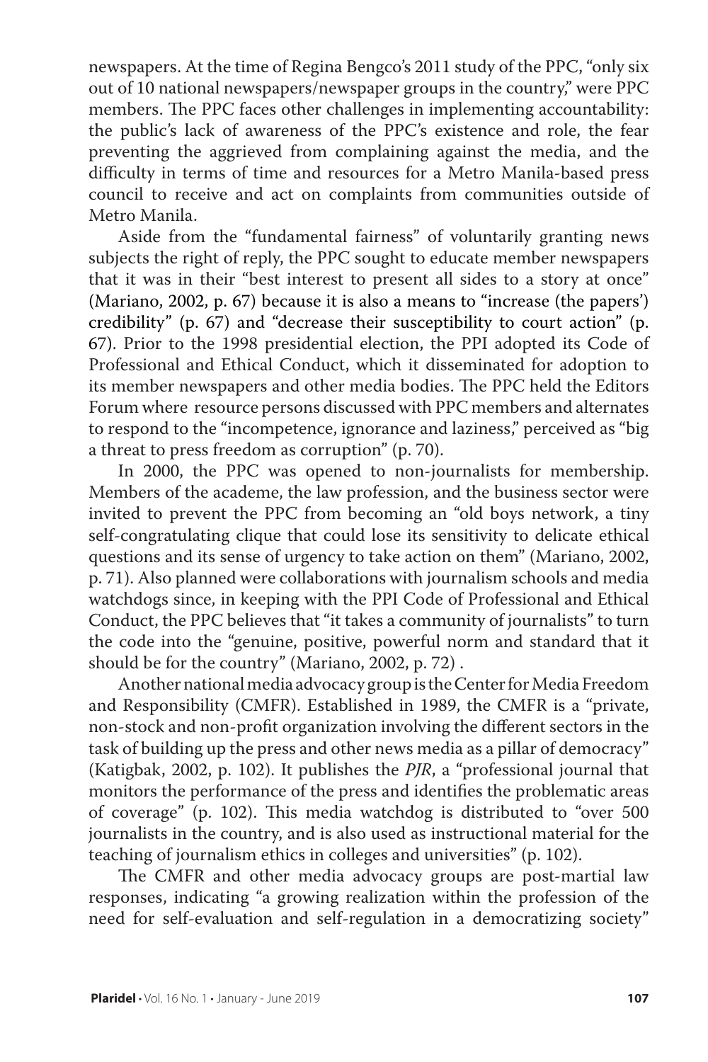newspapers. At the time of Regina Bengco's 2011 study of the PPC, "only six out of 10 national newspapers/newspaper groups in the country," were PPC members. The PPC faces other challenges in implementing accountability: the public's lack of awareness of the PPC's existence and role, the fear preventing the aggrieved from complaining against the media, and the difficulty in terms of time and resources for a Metro Manila-based press council to receive and act on complaints from communities outside of Metro Manila.

Aside from the "fundamental fairness" of voluntarily granting news subjects the right of reply, the PPC sought to educate member newspapers that it was in their "best interest to present all sides to a story at once" (Mariano, 2002, p. 67) because it is also a means to "increase (the papers') credibility" (p. 67) and "decrease their susceptibility to court action" (p. 67). Prior to the 1998 presidential election, the PPI adopted its Code of Professional and Ethical Conduct, which it disseminated for adoption to its member newspapers and other media bodies. The PPC held the Editors Forum where resource persons discussed with PPC members and alternates to respond to the "incompetence, ignorance and laziness," perceived as "big a threat to press freedom as corruption" (p. 70).

In 2000, the PPC was opened to non-journalists for membership. Members of the academe, the law profession, and the business sector were invited to prevent the PPC from becoming an "old boys network, a tiny self-congratulating clique that could lose its sensitivity to delicate ethical questions and its sense of urgency to take action on them" (Mariano, 2002, p. 71). Also planned were collaborations with journalism schools and media watchdogs since, in keeping with the PPI Code of Professional and Ethical Conduct, the PPC believes that "it takes a community of journalists" to turn the code into the "genuine, positive, powerful norm and standard that it should be for the country" (Mariano, 2002, p. 72) .

Another national media advocacy group is the Center for Media Freedom and Responsibility (CMFR). Established in 1989, the CMFR is a "private, non-stock and non-profit organization involving the different sectors in the task of building up the press and other news media as a pillar of democracy" (Katigbak, 2002, p. 102). It publishes the *PJR*, a "professional journal that monitors the performance of the press and identifies the problematic areas of coverage" (p. 102). This media watchdog is distributed to "over 500 journalists in the country, and is also used as instructional material for the teaching of journalism ethics in colleges and universities" (p. 102).

The CMFR and other media advocacy groups are post-martial law responses, indicating "a growing realization within the profession of the need for self-evaluation and self-regulation in a democratizing society"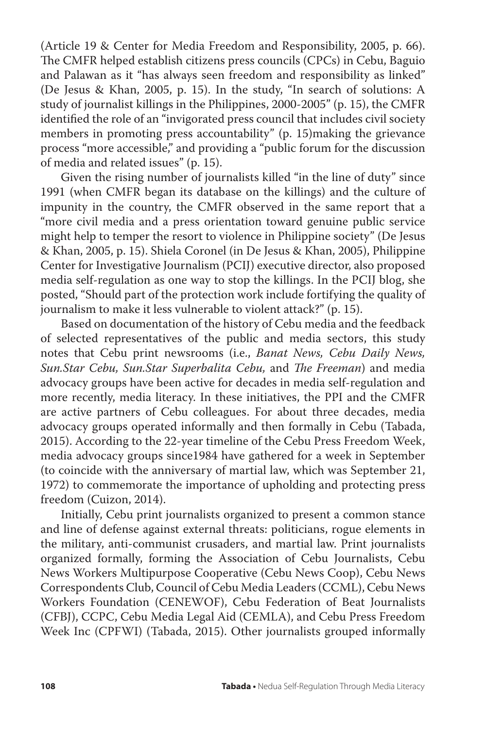(Article 19 & Center for Media Freedom and Responsibility, 2005, p. 66). The CMFR helped establish citizens press councils (CPCs) in Cebu, Baguio and Palawan as it "has always seen freedom and responsibility as linked" (De Jesus & Khan, 2005, p. 15). In the study, "In search of solutions: A study of journalist killings in the Philippines, 2000-2005" (p. 15), the CMFR identified the role of an "invigorated press council that includes civil society members in promoting press accountability" (p. 15)making the grievance process "more accessible," and providing a "public forum for the discussion of media and related issues" (p. 15).

Given the rising number of journalists killed "in the line of duty" since 1991 (when CMFR began its database on the killings) and the culture of impunity in the country, the CMFR observed in the same report that a "more civil media and a press orientation toward genuine public service might help to temper the resort to violence in Philippine society" (De Jesus & Khan, 2005, p. 15). Shiela Coronel (in De Jesus & Khan, 2005), Philippine Center for Investigative Journalism (PCIJ) executive director, also proposed media self-regulation as one way to stop the killings. In the PCIJ blog, she posted, "Should part of the protection work include fortifying the quality of journalism to make it less vulnerable to violent attack?" (p. 15).

Based on documentation of the history of Cebu media and the feedback of selected representatives of the public and media sectors, this study notes that Cebu print newsrooms (i.e., *Banat News, Cebu Daily News, Sun.Star Cebu, Sun.Star Superbalita Cebu,* and *The Freeman*) and media advocacy groups have been active for decades in media self-regulation and more recently, media literacy. In these initiatives, the PPI and the CMFR are active partners of Cebu colleagues. For about three decades, media advocacy groups operated informally and then formally in Cebu (Tabada, 2015). According to the 22-year timeline of the Cebu Press Freedom Week, media advocacy groups since1984 have gathered for a week in September (to coincide with the anniversary of martial law, which was September 21, 1972) to commemorate the importance of upholding and protecting press freedom (Cuizon, 2014).

Initially, Cebu print journalists organized to present a common stance and line of defense against external threats: politicians, rogue elements in the military, anti-communist crusaders, and martial law. Print journalists organized formally, forming the Association of Cebu Journalists, Cebu News Workers Multipurpose Cooperative (Cebu News Coop), Cebu News Correspondents Club, Council of Cebu Media Leaders (CCML), Cebu News Workers Foundation (CENEWOF), Cebu Federation of Beat Journalists (CFBJ), CCPC, Cebu Media Legal Aid (CEMLA), and Cebu Press Freedom Week Inc (CPFWI) (Tabada, 2015). Other journalists grouped informally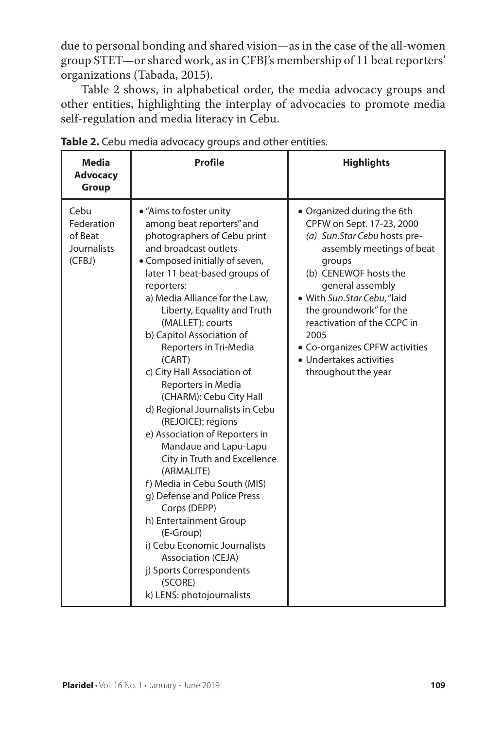due to personal bonding and shared vision—as in the case of the all-women group STET—or shared work, as in CFBJ's membership of 11 beat reporters' organizations (Tabada, 2015).

Table 2 shows, in alphabetical order, the media advocacy groups and other entities, highlighting the interplay of advocacies to promote media self-regulation and media literacy in Cebu.

**Table 2.** Cebu media advocacy groups and other entities.

| Media Advocacy Group | Profile | Highlights |
|---|---|---|
| Cebu Federation of Beat Journalists (CFBJ) | • "Aims to foster unity among beat reporters" and photographers of Cebu print and broadcast outlets<br>• Composed initially of seven, later 11 beat-based groups of reporters:<br>a) Media Alliance for the Law, Liberty, Equality and Truth (MALLET): courts<br>b) Capitol Association of Reporters in Tri-Media (CART)<br>c) City Hall Association of Reporters in Media (CHARM): Cebu City Hall<br>d) Regional Journalists in Cebu (REJOICE): regions<br>e) Association of Reporters in Mandaue and Lapu-Lapu City in Truth and Excellence (ARMALITE)<br>f) Media in Cebu South (MIS)<br>g) Defense and Police Press Corps (DEPP)<br>h) Entertainment Group (E-Group)<br>i) Cebu Economic Journalists Association (CEJA)<br>j) Sports Correspondents (SCORE)<br>k) LENS: photojournalists | • Organized during the 6th CPFW on Sept. 17-23, 2000<br>*(a) Sun.Star Cebu* hosts pre-assembly meetings of beat groups<br>(b) CENEWOF hosts the general assembly<br>• With *Sun.Star Cebu*, "laid the groundwork" for the reactivation of the CCPC in 2005<br>• Co-organizes CPFW activities<br>• Undertakes activities throughout the year |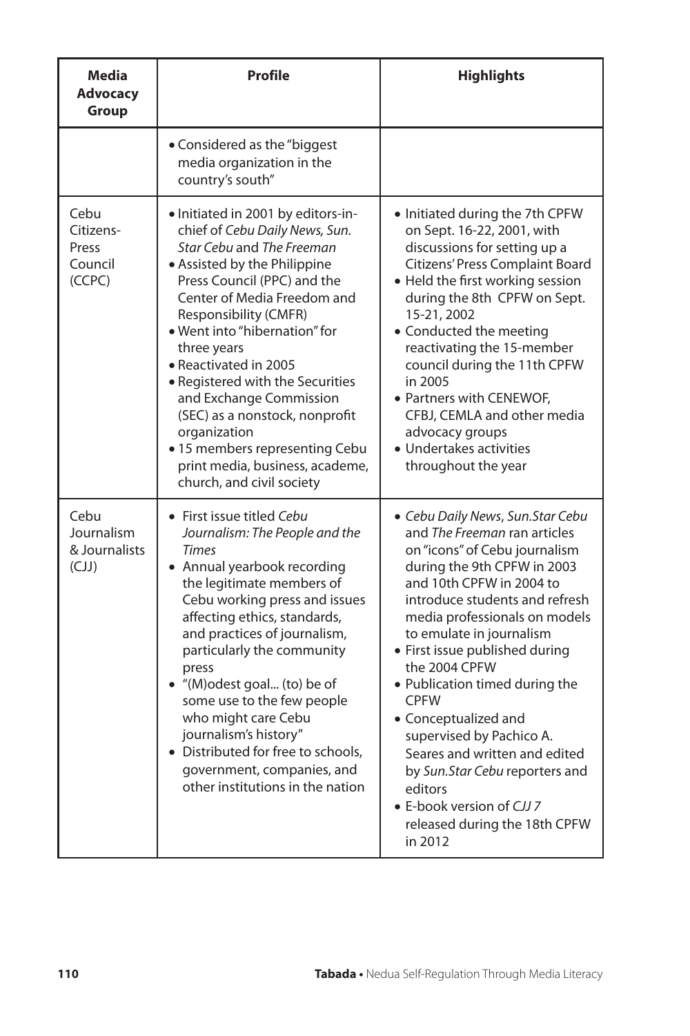| Media Advocacy Group | Profile | Highlights |
|---|---|---|
| | • Considered as the "biggest media organization in the country's south" | |
| Cebu Citizens-Press Council (CCPC) | • Initiated in 2001 by editors-in-chief of *Cebu Daily News, Sun. Star Cebu* and *The Freeman*<br>• Assisted by the Philippine Press Council (PPC) and the Center of Media Freedom and Responsibility (CMFR)<br>• Went into "hibernation" for three years<br>• Reactivated in 2005<br>• Registered with the Securities and Exchange Commission (SEC) as a nonstock, nonprofit organization<br>• 15 members representing Cebu print media, business, academe, church, and civil society | • Initiated during the 7th CPFW on Sept. 16-22, 2001, with discussions for setting up a Citizens' Press Complaint Board<br>• Held the first working session during the 8th CPFW on Sept. 15-21, 2002<br>• Conducted the meeting reactivating the 15-member council during the 11th CPFW in 2005<br>• Partners with CENEWOF, CFBJ, CEMLA and other media advocacy groups<br>• Undertakes activities throughout the year |
| Cebu Journalism & Journalists (CJJ) | • First issue titled *Cebu Journalism: The People and the Times*<br>• Annual yearbook recording the legitimate members of Cebu working press and issues affecting ethics, standards, and practices of journalism, particularly the community press<br>• "(M)odest goal... (to) be of some use to the few people who might care Cebu journalism's history"<br>• Distributed for free to schools, government, companies, and other institutions in the nation | • *Cebu Daily News*, *Sun.Star Cebu* and *The Freeman* ran articles on "icons" of Cebu journalism during the 9th CPFW in 2003 and 10th CPFW in 2004 to introduce students and refresh media professionals on models to emulate in journalism<br>• First issue published during the 2004 CPFW<br>• Publication timed during the CPFW<br>• Conceptualized and supervised by Pachico A. Seares and written and edited by *Sun.Star Cebu* reporters and editors<br>• E-book version of *CJJ 7* released during the 18th CPFW in 2012 |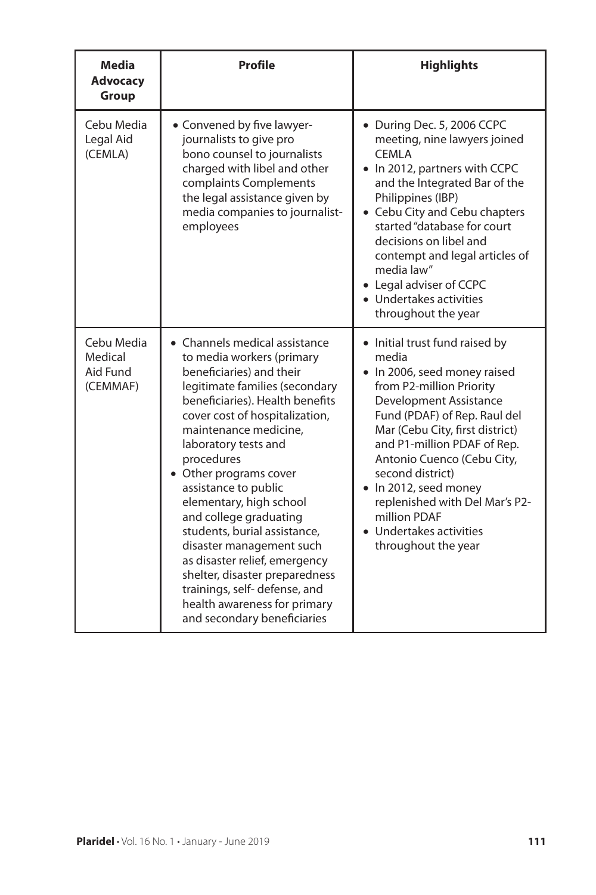| Media Advocacy Group | Profile | Highlights |
|---|---|---|
| Cebu Media Legal Aid (CEMLA) | • Convened by five lawyer-journalists to give pro bono counsel to journalists charged with libel and other complaints Complements the legal assistance given by media companies to journalist-employees | • During Dec. 5, 2006 CCPC meeting, nine lawyers joined CEMLA<br>• In 2012, partners with CCPC and the Integrated Bar of the Philippines (IBP)<br>• Cebu City and Cebu chapters started "database for court decisions on libel and contempt and legal articles of media law"<br>• Legal adviser of CCPC<br>• Undertakes activities throughout the year |
| Cebu Media Medical Aid Fund (CEMMAF) | • Channels medical assistance to media workers (primary beneficiaries) and their legitimate families (secondary beneficiaries). Health benefits cover cost of hospitalization, maintenance medicine, laboratory tests and procedures<br>• Other programs cover assistance to public elementary, high school and college graduating students, burial assistance, disaster management such as disaster relief, emergency shelter, disaster preparedness trainings, self- defense, and health awareness for primary and secondary beneficiaries | • Initial trust fund raised by media<br>• In 2006, seed money raised from P2-million Priority Development Assistance Fund (PDAF) of Rep. Raul del Mar (Cebu City, first district) and P1-million PDAF of Rep. Antonio Cuenco (Cebu City, second district)<br>• In 2012, seed money replenished with Del Mar's P2-million PDAF<br>• Undertakes activities throughout the year |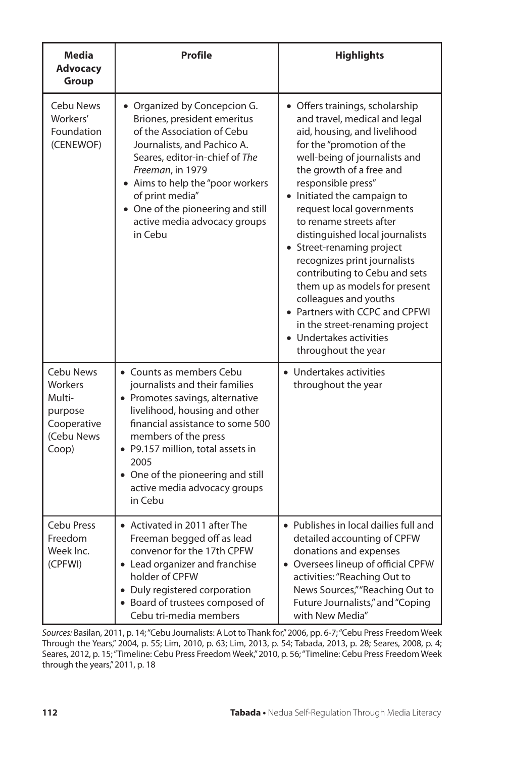| Media Advocacy Group | Profile | Highlights |
|---|---|---|
| Cebu News Workers' Foundation (CENEWOF) | • Organized by Concepcion G. Briones, president emeritus of the Association of Cebu Journalists, and Pachico A. Seares, editor-in-chief of *The Freeman*, in 1979<br>• Aims to help the "poor workers of print media"<br>• One of the pioneering and still active media advocacy groups in Cebu | • Offers trainings, scholarship and travel, medical and legal aid, housing, and livelihood for the "promotion of the well-being of journalists and the growth of a free and responsible press"<br>• Initiated the campaign to request local governments to rename streets after distinguished local journalists<br>• Street-renaming project recognizes print journalists contributing to Cebu and sets them up as models for present colleagues and youths<br>• Partners with CCPC and CPFWI in the street-renaming project<br>• Undertakes activities throughout the year |
| Cebu News Workers Multi-purpose Cooperative (Cebu News Coop) | • Counts as members Cebu journalists and their families<br>• Promotes savings, alternative livelihood, housing and other financial assistance to some 500 members of the press<br>• P9.157 million, total assets in 2005<br>• One of the pioneering and still active media advocacy groups in Cebu | • Undertakes activities throughout the year |
| Cebu Press Freedom Week Inc. (CPFWI) | • Activated in 2011 after The Freeman begged off as lead convenor for the 17th CPFW<br>• Lead organizer and franchise holder of CPFW<br>• Duly registered corporation<br>• Board of trustees composed of Cebu tri-media members | • Publishes in local dailies full and detailed accounting of CPFW donations and expenses<br>• Oversees lineup of official CPFW activities: "Reaching Out to News Sources," "Reaching Out to Future Journalists," and "Coping with New Media" |

*Sources:* Basilan, 2011, p. 14; "Cebu Journalists: A Lot to Thank for," 2006, pp. 6-7; "Cebu Press Freedom Week Through the Years," 2004, p. 55; Lim, 2010, p. 63; Lim, 2013, p. 54; Tabada, 2013, p. 28; Seares, 2008, p. 4; Seares, 2012, p. 15; "Timeline: Cebu Press Freedom Week," 2010, p. 56; "Timeline: Cebu Press Freedom Week through the years," 2011, p. 18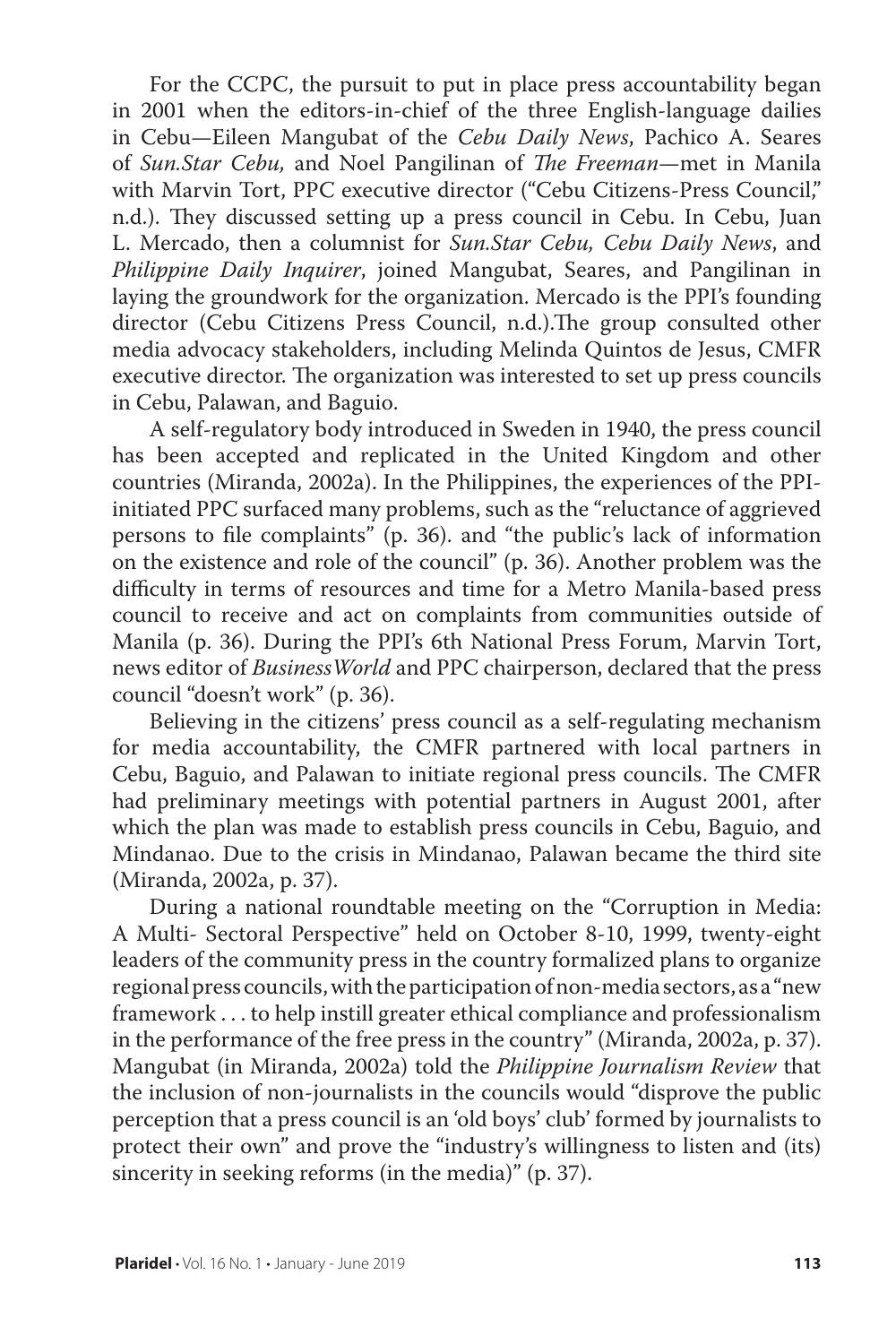For the CCPC, the pursuit to put in place press accountability began in 2001 when the editors-in-chief of the three English-language dailies in Cebu—Eileen Mangubat of the *Cebu Daily News*, Pachico A. Seares of *Sun.Star Cebu,* and Noel Pangilinan of *The Freeman*—met in Manila with Marvin Tort, PPC executive director ("Cebu Citizens-Press Council," n.d.). They discussed setting up a press council in Cebu. In Cebu, Juan L. Mercado, then a columnist for *Sun.Star Cebu, Cebu Daily News*, and *Philippine Daily Inquirer*, joined Mangubat, Seares, and Pangilinan in laying the groundwork for the organization. Mercado is the PPI's founding director (Cebu Citizens Press Council, n.d.).The group consulted other media advocacy stakeholders, including Melinda Quintos de Jesus, CMFR executive director. The organization was interested to set up press councils in Cebu, Palawan, and Baguio.

A self-regulatory body introduced in Sweden in 1940, the press council has been accepted and replicated in the United Kingdom and other countries (Miranda, 2002a). In the Philippines, the experiences of the PPI-initiated PPC surfaced many problems, such as the "reluctance of aggrieved persons to file complaints" (p. 36). and "the public's lack of information on the existence and role of the council" (p. 36). Another problem was the difficulty in terms of resources and time for a Metro Manila-based press council to receive and act on complaints from communities outside of Manila (p. 36). During the PPI's 6th National Press Forum, Marvin Tort, news editor of *BusinessWorld* and PPC chairperson, declared that the press council "doesn't work" (p. 36).

Believing in the citizens' press council as a self-regulating mechanism for media accountability, the CMFR partnered with local partners in Cebu, Baguio, and Palawan to initiate regional press councils. The CMFR had preliminary meetings with potential partners in August 2001, after which the plan was made to establish press councils in Cebu, Baguio, and Mindanao. Due to the crisis in Mindanao, Palawan became the third site (Miranda, 2002a, p. 37).

During a national roundtable meeting on the "Corruption in Media: A Multi- Sectoral Perspective" held on October 8-10, 1999, twenty-eight leaders of the community press in the country formalized plans to organize regional press councils, with the participation of non-media sectors, as a "new framework . . . to help instill greater ethical compliance and professionalism in the performance of the free press in the country" (Miranda, 2002a, p. 37). Mangubat (in Miranda, 2002a) told the *Philippine Journalism Review* that the inclusion of non-journalists in the councils would "disprove the public perception that a press council is an 'old boys' club' formed by journalists to protect their own" and prove the "industry's willingness to listen and (its) sincerity in seeking reforms (in the media)" (p. 37).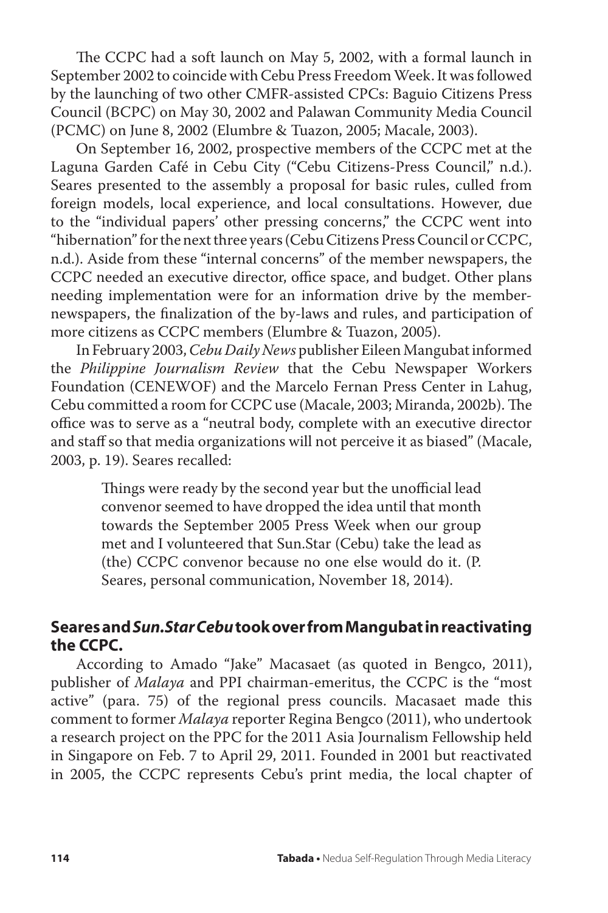The CCPC had a soft launch on May 5, 2002, with a formal launch in September 2002 to coincide with Cebu Press Freedom Week. It was followed by the launching of two other CMFR-assisted CPCs: Baguio Citizens Press Council (BCPC) on May 30, 2002 and Palawan Community Media Council (PCMC) on June 8, 2002 (Elumbre & Tuazon, 2005; Macale, 2003).

On September 16, 2002, prospective members of the CCPC met at the Laguna Garden Café in Cebu City ("Cebu Citizens-Press Council," n.d.). Seares presented to the assembly a proposal for basic rules, culled from foreign models, local experience, and local consultations. However, due to the "individual papers' other pressing concerns," the CCPC went into "hibernation" for the next three years (Cebu Citizens Press Council or CCPC, n.d.). Aside from these "internal concerns" of the member newspapers, the CCPC needed an executive director, office space, and budget. Other plans needing implementation were for an information drive by the member-newspapers, the finalization of the by-laws and rules, and participation of more citizens as CCPC members (Elumbre & Tuazon, 2005).

In February 2003, *Cebu Daily News* publisher Eileen Mangubat informed the *Philippine Journalism Review* that the Cebu Newspaper Workers Foundation (CENEWOF) and the Marcelo Fernan Press Center in Lahug, Cebu committed a room for CCPC use (Macale, 2003; Miranda, 2002b). The office was to serve as a "neutral body, complete with an executive director and staff so that media organizations will not perceive it as biased" (Macale, 2003, p. 19). Seares recalled:

> Things were ready by the second year but the unofficial lead convenor seemed to have dropped the idea until that month towards the September 2005 Press Week when our group met and I volunteered that Sun.Star (Cebu) take the lead as (the) CCPC convenor because no one else would do it. (P. Seares, personal communication, November 18, 2014).

### Seares and *Sun.Star Cebu* took over from Mangubat in reactivating the CCPC.

According to Amado "Jake" Macasaet (as quoted in Bengco, 2011), publisher of *Malaya* and PPI chairman-emeritus, the CCPC is the "most active" (para. 75) of the regional press councils. Macasaet made this comment to former *Malaya* reporter Regina Bengco (2011), who undertook a research project on the PPC for the 2011 Asia Journalism Fellowship held in Singapore on Feb. 7 to April 29, 2011. Founded in 2001 but reactivated in 2005, the CCPC represents Cebu's print media, the local chapter of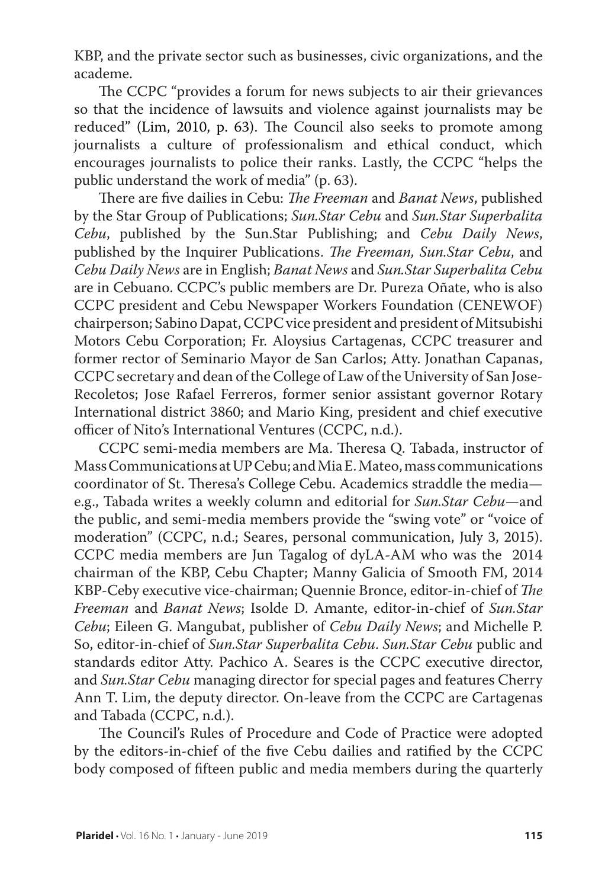KBP, and the private sector such as businesses, civic organizations, and the academe.

The CCPC "provides a forum for news subjects to air their grievances so that the incidence of lawsuits and violence against journalists may be reduced" (Lim, 2010, p. 63). The Council also seeks to promote among journalists a culture of professionalism and ethical conduct, which encourages journalists to police their ranks. Lastly, the CCPC "helps the public understand the work of media" (p. 63).

There are five dailies in Cebu: *The Freeman* and *Banat News*, published by the Star Group of Publications; *Sun.Star Cebu* and *Sun.Star Superbalita Cebu*, published by the Sun.Star Publishing; and *Cebu Daily News*, published by the Inquirer Publications. *The Freeman, Sun.Star Cebu*, and *Cebu Daily News* are in English; *Banat News* and *Sun.Star Superbalita Cebu* are in Cebuano. CCPC's public members are Dr. Pureza Oñate, who is also CCPC president and Cebu Newspaper Workers Foundation (CENEWOF) chairperson; Sabino Dapat, CCPC vice president and president of Mitsubishi Motors Cebu Corporation; Fr. Aloysius Cartagenas, CCPC treasurer and former rector of Seminario Mayor de San Carlos; Atty. Jonathan Capanas, CCPC secretary and dean of the College of Law of the University of San Jose-Recoletos; Jose Rafael Ferreros, former senior assistant governor Rotary International district 3860; and Mario King, president and chief executive officer of Nito's International Ventures (CCPC, n.d.).

CCPC semi-media members are Ma. Theresa Q. Tabada, instructor of Mass Communications at UP Cebu; and Mia E. Mateo, mass communications coordinator of St. Theresa's College Cebu. Academics straddle the media—e.g., Tabada writes a weekly column and editorial for *Sun.Star Cebu*—and the public, and semi-media members provide the "swing vote" or "voice of moderation" (CCPC, n.d.; Seares, personal communication, July 3, 2015). CCPC media members are Jun Tagalog of dyLA-AM who was the 2014 chairman of the KBP, Cebu Chapter; Manny Galicia of Smooth FM, 2014 KBP-Ceby executive vice-chairman; Quennie Bronce, editor-in-chief of *The Freeman* and *Banat News*; Isolde D. Amante, editor-in-chief of *Sun.Star Cebu*; Eileen G. Mangubat, publisher of *Cebu Daily News*; and Michelle P. So, editor-in-chief of *Sun.Star Superbalita Cebu*. *Sun.Star Cebu* public and standards editor Atty. Pachico A. Seares is the CCPC executive director, and *Sun.Star Cebu* managing director for special pages and features Cherry Ann T. Lim, the deputy director. On-leave from the CCPC are Cartagenas and Tabada (CCPC, n.d.).

The Council's Rules of Procedure and Code of Practice were adopted by the editors-in-chief of the five Cebu dailies and ratified by the CCPC body composed of fifteen public and media members during the quarterly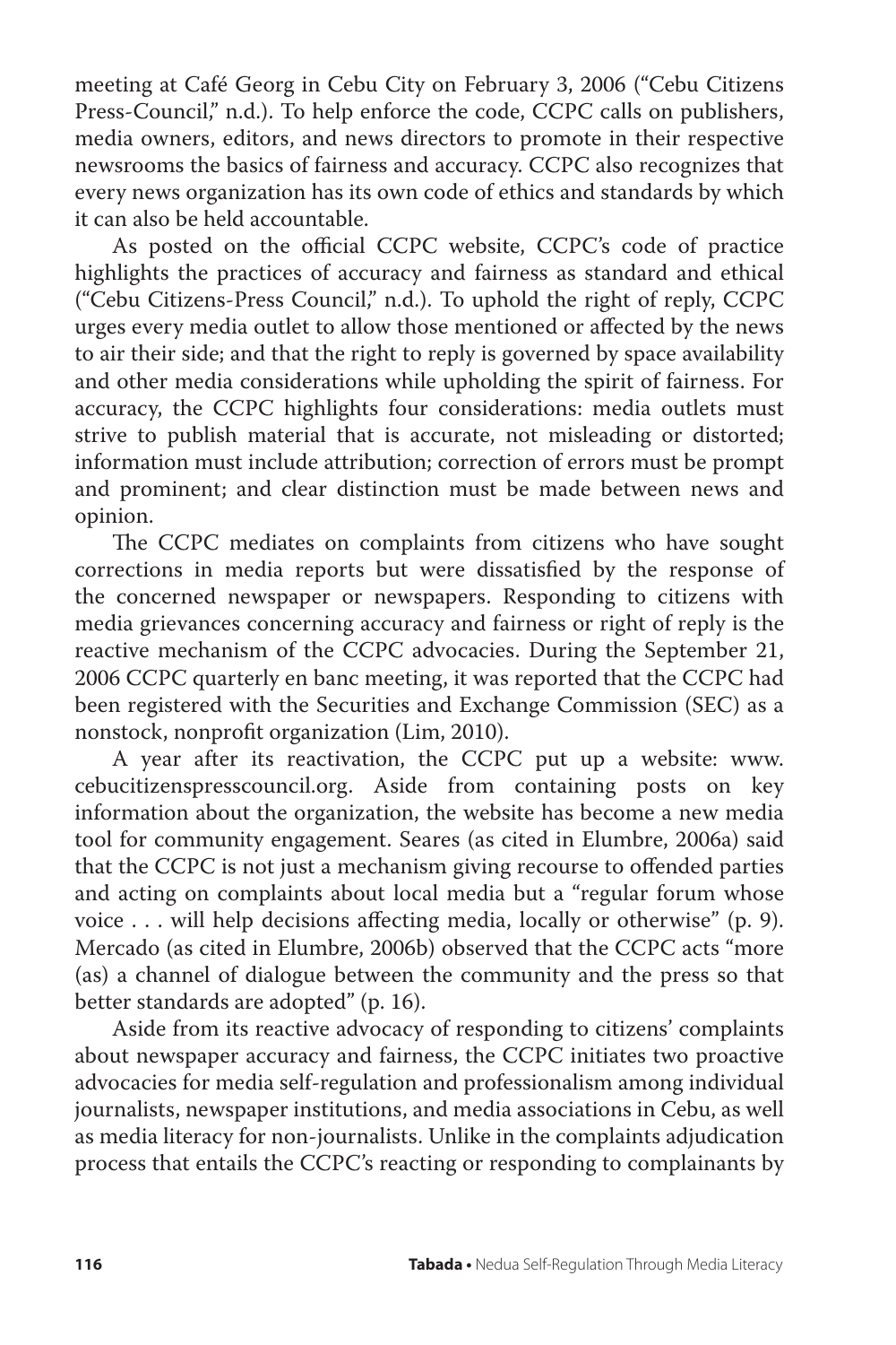meeting at Café Georg in Cebu City on February 3, 2006 ("Cebu Citizens Press-Council," n.d.). To help enforce the code, CCPC calls on publishers, media owners, editors, and news directors to promote in their respective newsrooms the basics of fairness and accuracy. CCPC also recognizes that every news organization has its own code of ethics and standards by which it can also be held accountable.

As posted on the official CCPC website, CCPC's code of practice highlights the practices of accuracy and fairness as standard and ethical ("Cebu Citizens-Press Council," n.d.). To uphold the right of reply, CCPC urges every media outlet to allow those mentioned or affected by the news to air their side; and that the right to reply is governed by space availability and other media considerations while upholding the spirit of fairness. For accuracy, the CCPC highlights four considerations: media outlets must strive to publish material that is accurate, not misleading or distorted; information must include attribution; correction of errors must be prompt and prominent; and clear distinction must be made between news and opinion.

The CCPC mediates on complaints from citizens who have sought corrections in media reports but were dissatisfied by the response of the concerned newspaper or newspapers. Responding to citizens with media grievances concerning accuracy and fairness or right of reply is the reactive mechanism of the CCPC advocacies. During the September 21, 2006 CCPC quarterly en banc meeting, it was reported that the CCPC had been registered with the Securities and Exchange Commission (SEC) as a nonstock, nonprofit organization (Lim, 2010).

A year after its reactivation, the CCPC put up a website: www.cebucitizenspresscouncil.org. Aside from containing posts on key information about the organization, the website has become a new media tool for community engagement. Seares (as cited in Elumbre, 2006a) said that the CCPC is not just a mechanism giving recourse to offended parties and acting on complaints about local media but a "regular forum whose voice . . . will help decisions affecting media, locally or otherwise" (p. 9). Mercado (as cited in Elumbre, 2006b) observed that the CCPC acts "more (as) a channel of dialogue between the community and the press so that better standards are adopted" (p. 16).

Aside from its reactive advocacy of responding to citizens' complaints about newspaper accuracy and fairness, the CCPC initiates two proactive advocacies for media self-regulation and professionalism among individual journalists, newspaper institutions, and media associations in Cebu, as well as media literacy for non-journalists. Unlike in the complaints adjudication process that entails the CCPC's reacting or responding to complainants by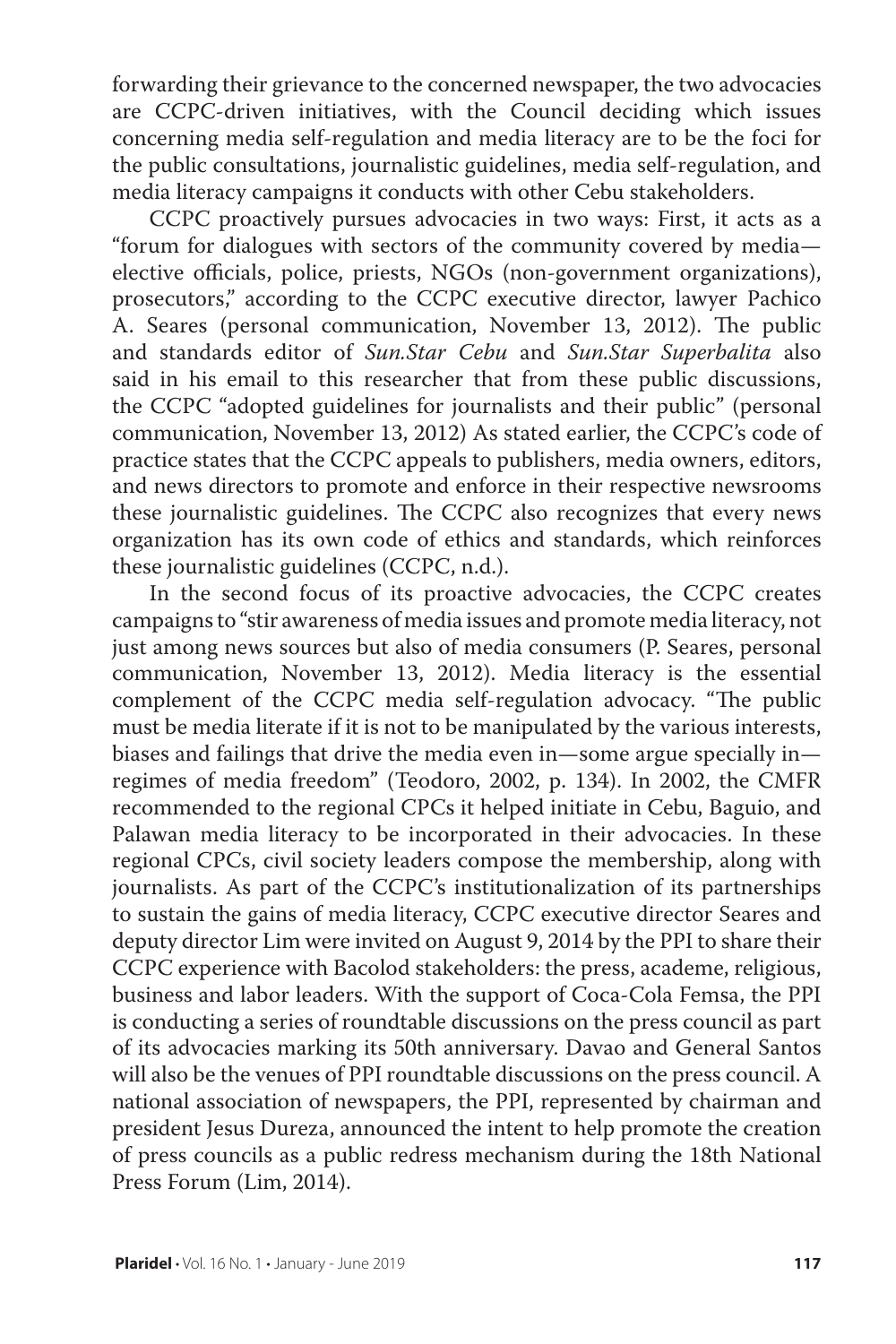forwarding their grievance to the concerned newspaper, the two advocacies are CCPC-driven initiatives, with the Council deciding which issues concerning media self-regulation and media literacy are to be the foci for the public consultations, journalistic guidelines, media self-regulation, and media literacy campaigns it conducts with other Cebu stakeholders.

CCPC proactively pursues advocacies in two ways: First, it acts as a "forum for dialogues with sectors of the community covered by media—elective officials, police, priests, NGOs (non-government organizations), prosecutors," according to the CCPC executive director, lawyer Pachico A. Seares (personal communication, November 13, 2012). The public and standards editor of *Sun.Star Cebu* and *Sun.Star Superbalita* also said in his email to this researcher that from these public discussions, the CCPC "adopted guidelines for journalists and their public" (personal communication, November 13, 2012) As stated earlier, the CCPC's code of practice states that the CCPC appeals to publishers, media owners, editors, and news directors to promote and enforce in their respective newsrooms these journalistic guidelines. The CCPC also recognizes that every news organization has its own code of ethics and standards, which reinforces these journalistic guidelines (CCPC, n.d.).

In the second focus of its proactive advocacies, the CCPC creates campaigns to "stir awareness of media issues and promote media literacy, not just among news sources but also of media consumers (P. Seares, personal communication, November 13, 2012). Media literacy is the essential complement of the CCPC media self-regulation advocacy. "The public must be media literate if it is not to be manipulated by the various interests, biases and failings that drive the media even in—some argue specially in—regimes of media freedom" (Teodoro, 2002, p. 134). In 2002, the CMFR recommended to the regional CPCs it helped initiate in Cebu, Baguio, and Palawan media literacy to be incorporated in their advocacies. In these regional CPCs, civil society leaders compose the membership, along with journalists. As part of the CCPC's institutionalization of its partnerships to sustain the gains of media literacy, CCPC executive director Seares and deputy director Lim were invited on August 9, 2014 by the PPI to share their CCPC experience with Bacolod stakeholders: the press, academe, religious, business and labor leaders. With the support of Coca-Cola Femsa, the PPI is conducting a series of roundtable discussions on the press council as part of its advocacies marking its 50th anniversary. Davao and General Santos will also be the venues of PPI roundtable discussions on the press council. A national association of newspapers, the PPI, represented by chairman and president Jesus Dureza, announced the intent to help promote the creation of press councils as a public redress mechanism during the 18th National Press Forum (Lim, 2014).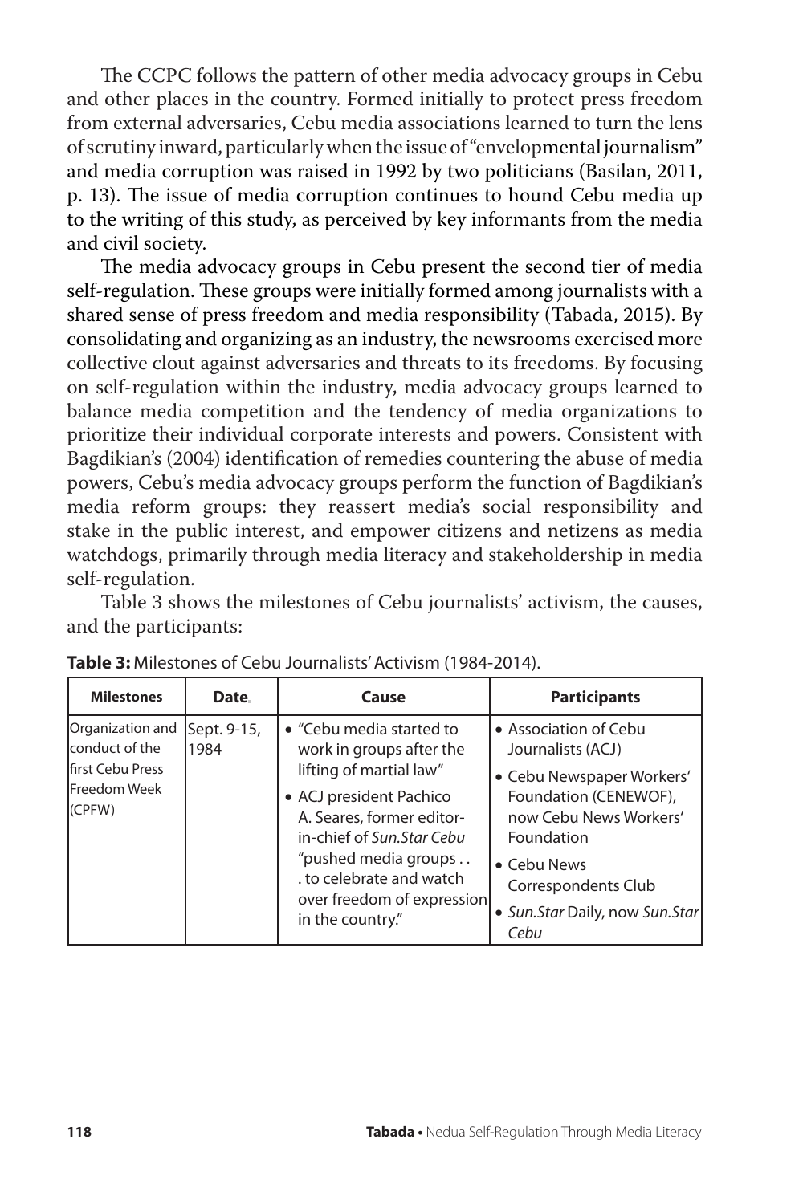The CCPC follows the pattern of other media advocacy groups in Cebu and other places in the country. Formed initially to protect press freedom from external adversaries, Cebu media associations learned to turn the lens of scrutiny inward, particularly when the issue of "envelopmental journalism" and media corruption was raised in 1992 by two politicians (Basilan, 2011, p. 13). The issue of media corruption continues to hound Cebu media up to the writing of this study, as perceived by key informants from the media and civil society.

The media advocacy groups in Cebu present the second tier of media self-regulation. These groups were initially formed among journalists with a shared sense of press freedom and media responsibility (Tabada, 2015). By consolidating and organizing as an industry, the newsrooms exercised more collective clout against adversaries and threats to its freedoms. By focusing on self-regulation within the industry, media advocacy groups learned to balance media competition and the tendency of media organizations to prioritize their individual corporate interests and powers. Consistent with Bagdikian's (2004) identification of remedies countering the abuse of media powers, Cebu's media advocacy groups perform the function of Bagdikian's media reform groups: they reassert media's social responsibility and stake in the public interest, and empower citizens and netizens as media watchdogs, primarily through media literacy and stakeholdership in media self-regulation.

Table 3 shows the milestones of Cebu journalists' activism, the causes, and the participants:

**Table 3:** Milestones of Cebu Journalists' Activism (1984-2014).

| Milestones | Date | Cause | Participants |
|---|---|---|---|
| Organization and conduct of the first Cebu Press Freedom Week (CPFW) | Sept. 9-15, 1984 | • "Cebu media started to work in groups after the lifting of martial law"<br>• ACJ president Pachico A. Seares, former editor-in-chief of *Sun.Star Cebu* "pushed media groups . . . to celebrate and watch over freedom of expression in the country." | • Association of Cebu Journalists (ACJ)<br>• Cebu Newspaper Workers' Foundation (CENEWOF), now Cebu News Workers' Foundation<br>• Cebu News Correspondents Club<br>• *Sun.Star* Daily, now *Sun.Star Cebu* |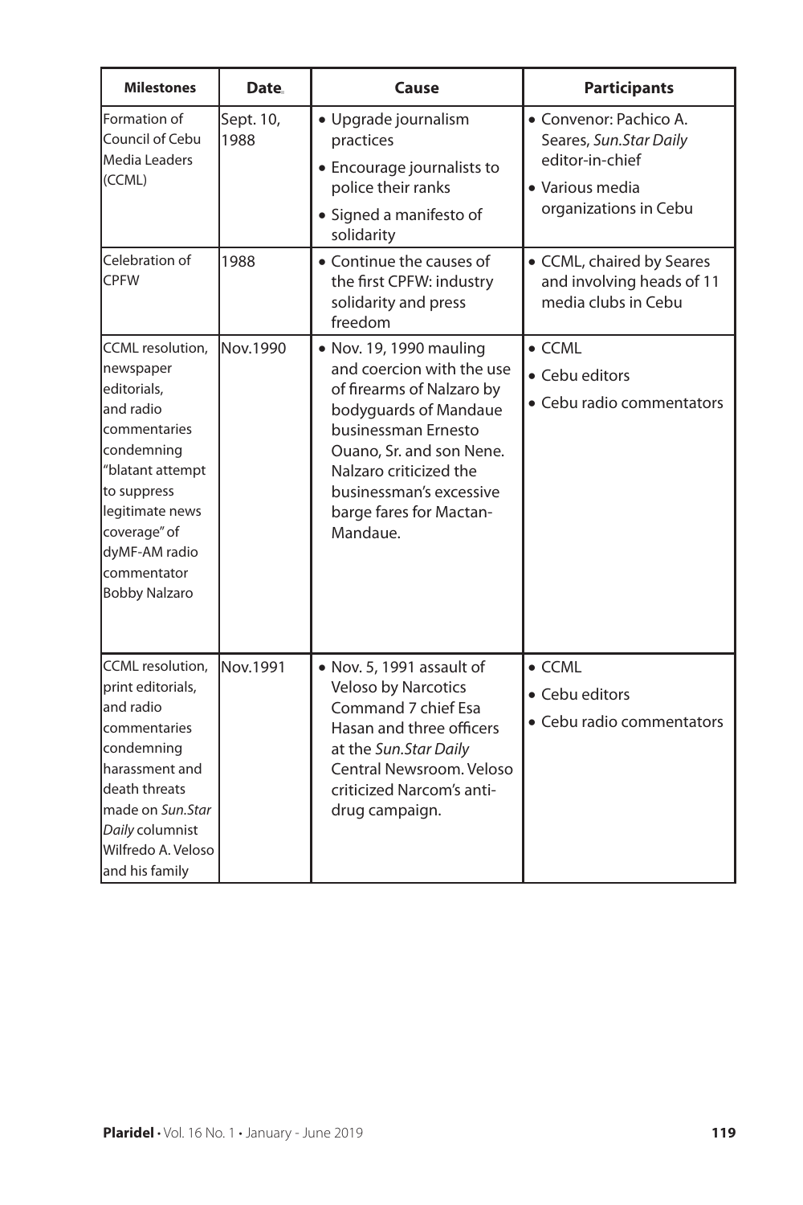| Milestones | Date | Cause | Participants |
|---|---|---|---|
| Formation of Council of Cebu Media Leaders (CCML) | Sept. 10, 1988 | • Upgrade journalism practices<br>• Encourage journalists to police their ranks<br>• Signed a manifesto of solidarity | • Convenor: Pachico A. Seares, *Sun.Star Daily* editor-in-chief<br>• Various media organizations in Cebu |
| Celebration of CPFW | 1988 | • Continue the causes of the first CPFW: industry solidarity and press freedom | • CCML, chaired by Seares and involving heads of 11 media clubs in Cebu |
| CCML resolution, newspaper editorials, and radio commentaries condemning "blatant attempt to suppress legitimate news coverage" of dyMF-AM radio commentator Bobby Nalzaro | Nov.1990 | • Nov. 19, 1990 mauling and coercion with the use of firearms of Nalzaro by bodyguards of Mandaue businessman Ernesto Ouano, Sr. and son Nene. Nalzaro criticized the businessman's excessive barge fares for Mactan-Mandaue. | • CCML<br>• Cebu editors<br>• Cebu radio commentators |
| CCML resolution, print editorials, and radio commentaries condemning harassment and death threats made on *Sun.Star Daily* columnist Wilfredo A. Veloso and his family | Nov.1991 | • Nov. 5, 1991 assault of Veloso by Narcotics Command 7 chief Esa Hasan and three officers at the *Sun.Star Daily* Central Newsroom. Veloso criticized Narcom's anti-drug campaign. | • CCML<br>• Cebu editors<br>• Cebu radio commentators |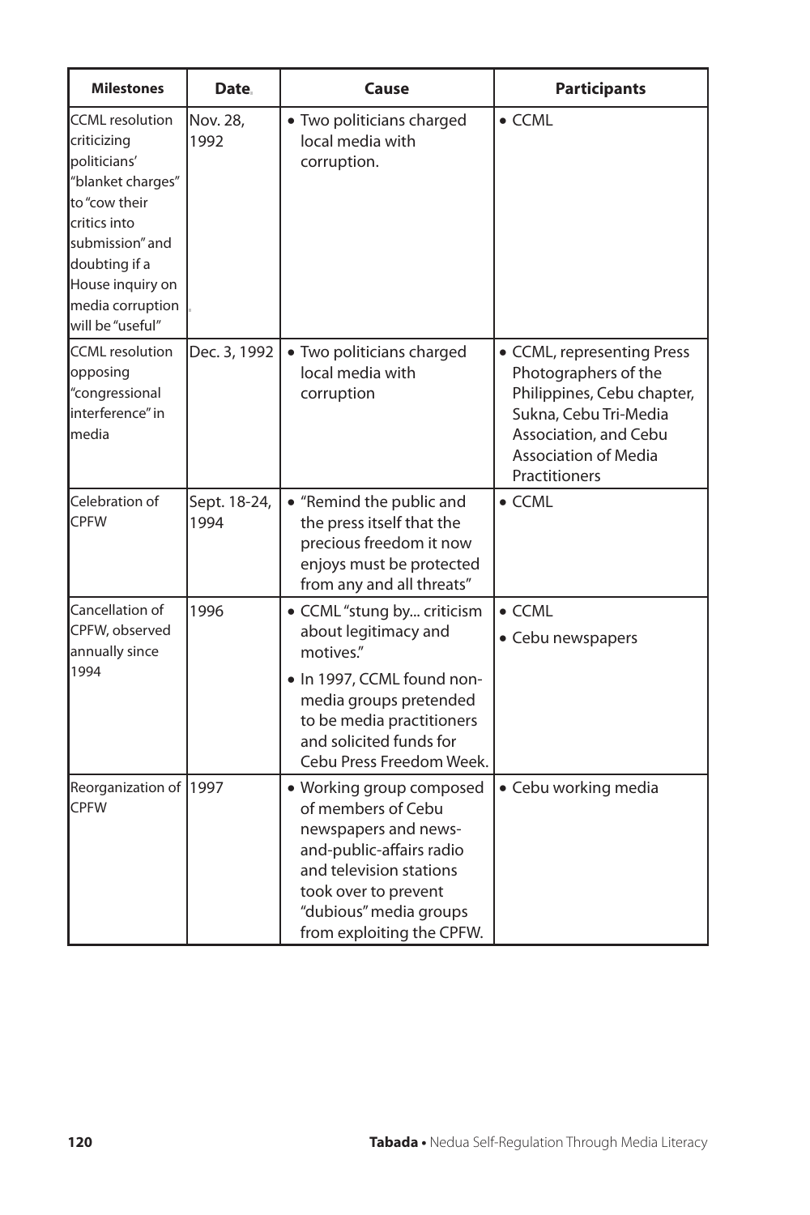| Milestones | Date | Cause | Participants |
| --- | --- | --- | --- |
| CCML resolution criticizing politicians' "blanket charges" to "cow their critics into submission" and doubting if a House inquiry on media corruption will be "useful" | Nov. 28, 1992 | • Two politicians charged local media with corruption. | • CCML |
| CCML resolution opposing "congressional interference" in media | Dec. 3, 1992 | • Two politicians charged local media with corruption | • CCML, representing Press Photographers of the Philippines, Cebu chapter, Sukna, Cebu Tri-Media Association, and Cebu Association of Media Practitioners |
| Celebration of CPFW | Sept. 18-24, 1994 | • "Remind the public and the press itself that the precious freedom it now enjoys must be protected from any and all threats" | • CCML |
| Cancellation of CPFW, observed annually since 1994 | 1996 | • CCML "stung by... criticism about legitimacy and motives." • In 1997, CCML found non-media groups pretended to be media practitioners and solicited funds for Cebu Press Freedom Week. | • CCML • Cebu newspapers |
| Reorganization of CPFW | 1997 | • Working group composed of members of Cebu newspapers and news-and-public-affairs radio and television stations took over to prevent "dubious" media groups from exploiting the CPFW. | • Cebu working media |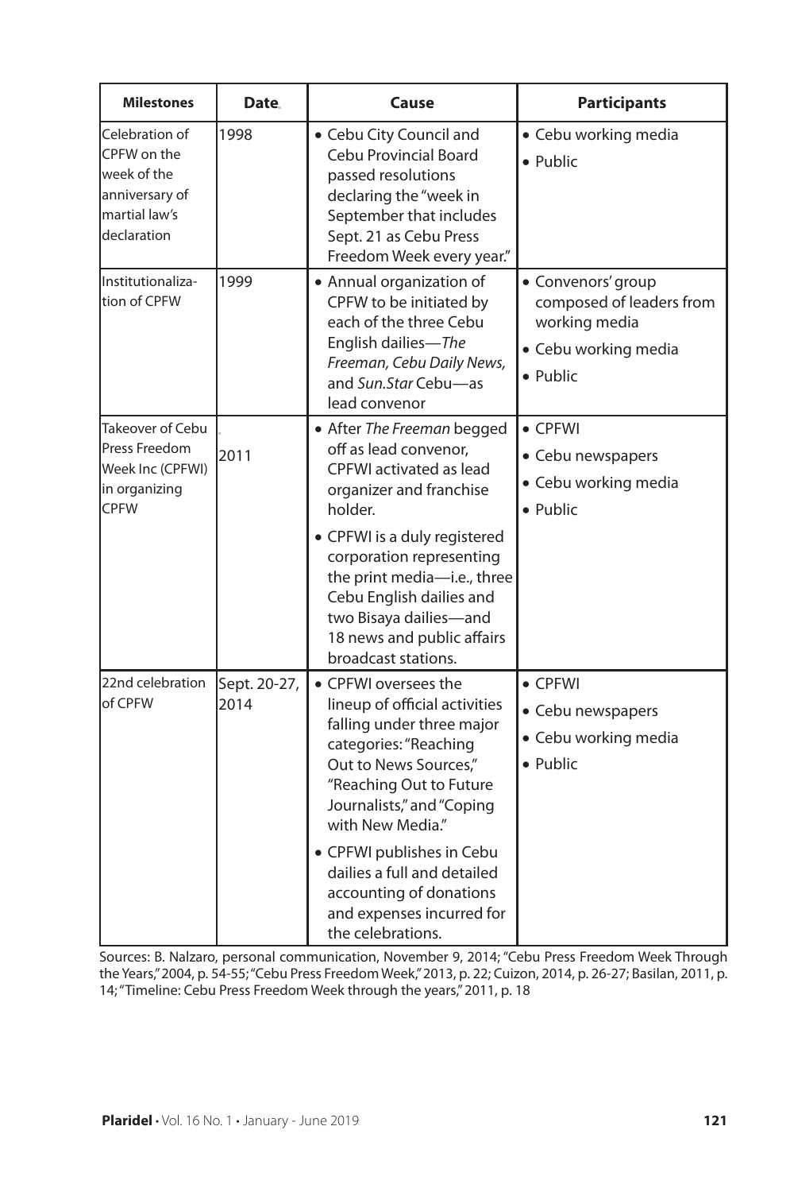| Milestones | Date | Cause | Participants |
| --- | --- | --- | --- |
| Celebration of CPFW on the week of the anniversary of martial law's declaration | 1998 | • Cebu City Council and Cebu Provincial Board passed resolutions declaring the "week in September that includes Sept. 21 as Cebu Press Freedom Week every year." | • Cebu working media<br>• Public |
| Institutionalization of CPFW | 1999 | • Annual organization of CPFW to be initiated by each of the three Cebu English dailies—*The Freeman, Cebu Daily News,* and *Sun.Star* Cebu—as lead convenor | • Convenors' group composed of leaders from working media<br>• Cebu working media<br>• Public |
| Takeover of Cebu Press Freedom Week Inc (CPFWI) in organizing CPFW | 2011 | • After *The Freeman* begged off as lead convenor, CPFWI activated as lead organizer and franchise holder.<br>• CPFWI is a duly registered corporation representing the print media—i.e., three Cebu English dailies and two Bisaya dailies—and 18 news and public affairs broadcast stations. | • CPFWI<br>• Cebu newspapers<br>• Cebu working media<br>• Public |
| 22nd celebration of CPFW | Sept. 20-27, 2014 | • CPFWI oversees the lineup of official activities falling under three major categories: "Reaching Out to News Sources," "Reaching Out to Future Journalists," and "Coping with New Media."<br>• CPFWI publishes in Cebu dailies a full and detailed accounting of donations and expenses incurred for the celebrations. | • CPFWI<br>• Cebu newspapers<br>• Cebu working media<br>• Public |

Sources: B. Nalzaro, personal communication, November 9, 2014; "Cebu Press Freedom Week Through the Years," 2004, p. 54-55; "Cebu Press Freedom Week," 2013, p. 22; Cuizon, 2014, p. 26-27; Basilan, 2011, p. 14; "Timeline: Cebu Press Freedom Week through the years," 2011, p. 18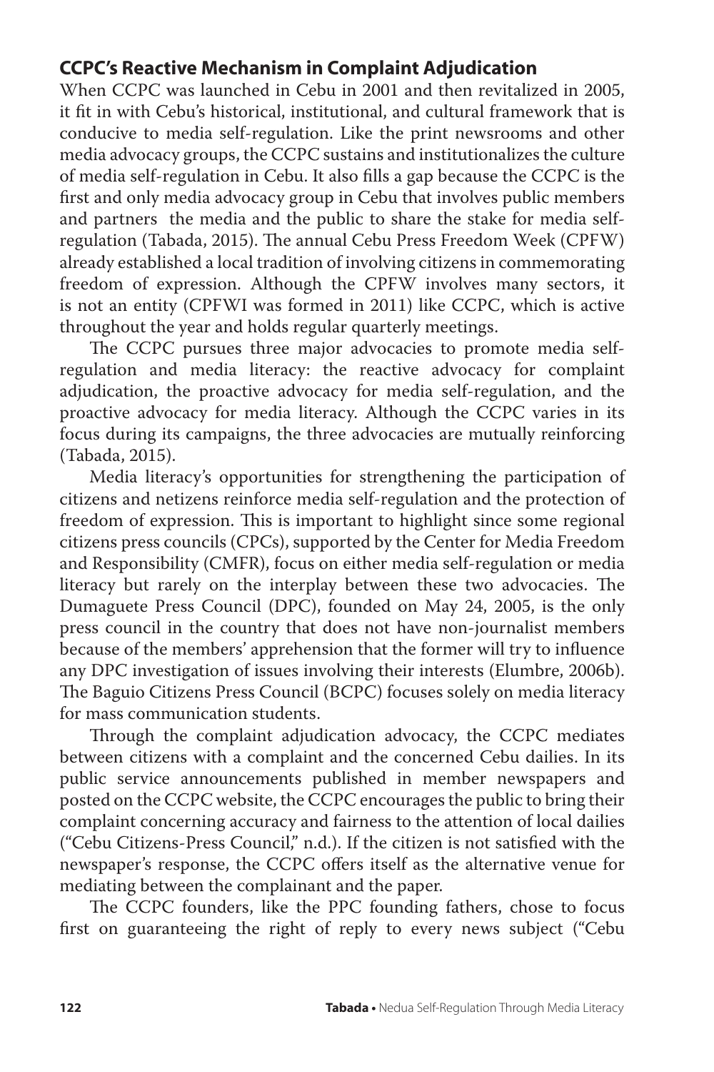## CCPC's Reactive Mechanism in Complaint Adjudication

When CCPC was launched in Cebu in 2001 and then revitalized in 2005, it fit in with Cebu's historical, institutional, and cultural framework that is conducive to media self-regulation. Like the print newsrooms and other media advocacy groups, the CCPC sustains and institutionalizes the culture of media self-regulation in Cebu. It also fills a gap because the CCPC is the first and only media advocacy group in Cebu that involves public members and partners  the media and the public to share the stake for media self-regulation (Tabada, 2015). The annual Cebu Press Freedom Week (CPFW) already established a local tradition of involving citizens in commemorating freedom of expression. Although the CPFW involves many sectors, it is not an entity (CPFWI was formed in 2011) like CCPC, which is active throughout the year and holds regular quarterly meetings.

The CCPC pursues three major advocacies to promote media self-regulation and media literacy: the reactive advocacy for complaint adjudication, the proactive advocacy for media self-regulation, and the proactive advocacy for media literacy. Although the CCPC varies in its focus during its campaigns, the three advocacies are mutually reinforcing (Tabada, 2015).

Media literacy's opportunities for strengthening the participation of citizens and netizens reinforce media self-regulation and the protection of freedom of expression. This is important to highlight since some regional citizens press councils (CPCs), supported by the Center for Media Freedom and Responsibility (CMFR), focus on either media self-regulation or media literacy but rarely on the interplay between these two advocacies. The Dumaguete Press Council (DPC), founded on May 24, 2005, is the only press council in the country that does not have non-journalist members because of the members' apprehension that the former will try to influence any DPC investigation of issues involving their interests (Elumbre, 2006b). The Baguio Citizens Press Council (BCPC) focuses solely on media literacy for mass communication students.

Through the complaint adjudication advocacy, the CCPC mediates between citizens with a complaint and the concerned Cebu dailies. In its public service announcements published in member newspapers and posted on the CCPC website, the CCPC encourages the public to bring their complaint concerning accuracy and fairness to the attention of local dailies ("Cebu Citizens-Press Council," n.d.). If the citizen is not satisfied with the newspaper's response, the CCPC offers itself as the alternative venue for mediating between the complainant and the paper.

The CCPC founders, like the PPC founding fathers, chose to focus first on guaranteeing the right of reply to every news subject ("Cebu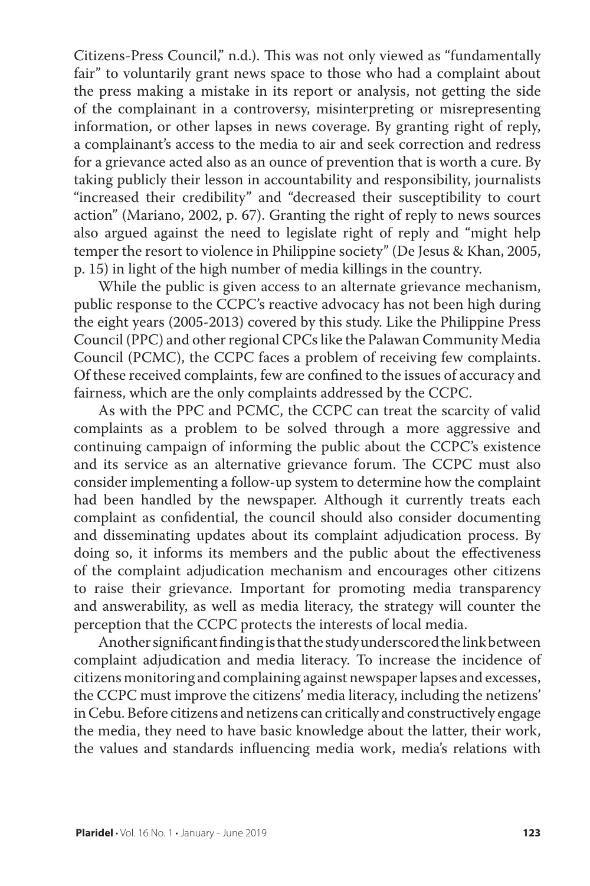Citizens-Press Council," n.d.). This was not only viewed as "fundamentally fair" to voluntarily grant news space to those who had a complaint about the press making a mistake in its report or analysis, not getting the side of the complainant in a controversy, misinterpreting or misrepresenting information, or other lapses in news coverage. By granting right of reply, a complainant's access to the media to air and seek correction and redress for a grievance acted also as an ounce of prevention that is worth a cure. By taking publicly their lesson in accountability and responsibility, journalists "increased their credibility" and "decreased their susceptibility to court action" (Mariano, 2002, p. 67). Granting the right of reply to news sources also argued against the need to legislate right of reply and "might help temper the resort to violence in Philippine society" (De Jesus & Khan, 2005, p. 15) in light of the high number of media killings in the country.

While the public is given access to an alternate grievance mechanism, public response to the CCPC's reactive advocacy has not been high during the eight years (2005-2013) covered by this study. Like the Philippine Press Council (PPC) and other regional CPCs like the Palawan Community Media Council (PCMC), the CCPC faces a problem of receiving few complaints. Of these received complaints, few are confined to the issues of accuracy and fairness, which are the only complaints addressed by the CCPC.

As with the PPC and PCMC, the CCPC can treat the scarcity of valid complaints as a problem to be solved through a more aggressive and continuing campaign of informing the public about the CCPC's existence and its service as an alternative grievance forum. The CCPC must also consider implementing a follow-up system to determine how the complaint had been handled by the newspaper. Although it currently treats each complaint as confidential, the council should also consider documenting and disseminating updates about its complaint adjudication process. By doing so, it informs its members and the public about the effectiveness of the complaint adjudication mechanism and encourages other citizens to raise their grievance. Important for promoting media transparency and answerability, as well as media literacy, the strategy will counter the perception that the CCPC protects the interests of local media.

Another significant finding is that the study underscored the link between complaint adjudication and media literacy. To increase the incidence of citizens monitoring and complaining against newspaper lapses and excesses, the CCPC must improve the citizens' media literacy, including the netizens' in Cebu. Before citizens and netizens can critically and constructively engage the media, they need to have basic knowledge about the latter, their work, the values and standards influencing media work, media's relations with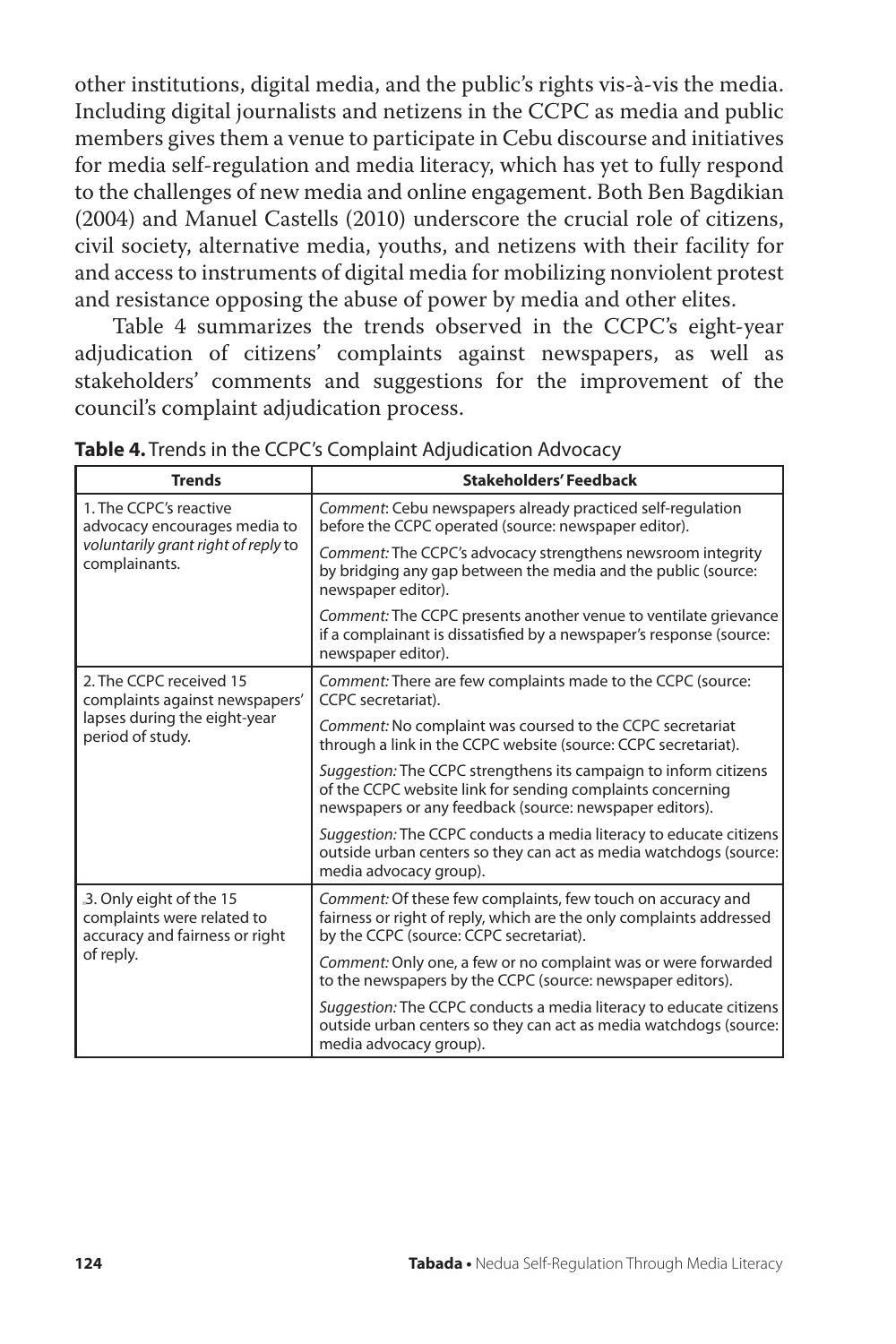other institutions, digital media, and the public's rights vis-à-vis the media. Including digital journalists and netizens in the CCPC as media and public members gives them a venue to participate in Cebu discourse and initiatives for media self-regulation and media literacy, which has yet to fully respond to the challenges of new media and online engagement. Both Ben Bagdikian (2004) and Manuel Castells (2010) underscore the crucial role of citizens, civil society, alternative media, youths, and netizens with their facility for and access to instruments of digital media for mobilizing nonviolent protest and resistance opposing the abuse of power by media and other elites.

Table 4 summarizes the trends observed in the CCPC's eight-year adjudication of citizens' complaints against newspapers, as well as stakeholders' comments and suggestions for the improvement of the council's complaint adjudication process.

**Table 4.** Trends in the CCPC's Complaint Adjudication Advocacy

| Trends | Stakeholders' Feedback |
|---|---|
| 1. The CCPC's reactive advocacy encourages media to *voluntarily grant right of reply* to complainants. | *Comment*: Cebu newspapers already practiced self-regulation before the CCPC operated (source: newspaper editor). |
| | *Comment:* The CCPC's advocacy strengthens newsroom integrity by bridging any gap between the media and the public (source: newspaper editor). |
| | *Comment:* The CCPC presents another venue to ventilate grievance if a complainant is dissatisfied by a newspaper's response (source: newspaper editor). |
| 2. The CCPC received 15 complaints against newspapers' lapses during the eight-year period of study. | *Comment:* There are few complaints made to the CCPC (source: CCPC secretariat). |
| | *Comment:* No complaint was coursed to the CCPC secretariat through a link in the CCPC website (source: CCPC secretariat). |
| | *Suggestion:* The CCPC strengthens its campaign to inform citizens of the CCPC website link for sending complaints concerning newspapers or any feedback (source: newspaper editors). |
| | *Suggestion:* The CCPC conducts a media literacy to educate citizens outside urban centers so they can act as media watchdogs (source: media advocacy group). |
| 3. Only eight of the 15 complaints were related to accuracy and fairness or right of reply. | *Comment:* Of these few complaints, few touch on accuracy and fairness or right of reply, which are the only complaints addressed by the CCPC (source: CCPC secretariat). |
| | *Comment:* Only one, a few or no complaint was or were forwarded to the newspapers by the CCPC (source: newspaper editors). |
| | *Suggestion:* The CCPC conducts a media literacy to educate citizens outside urban centers so they can act as media watchdogs (source: media advocacy group). |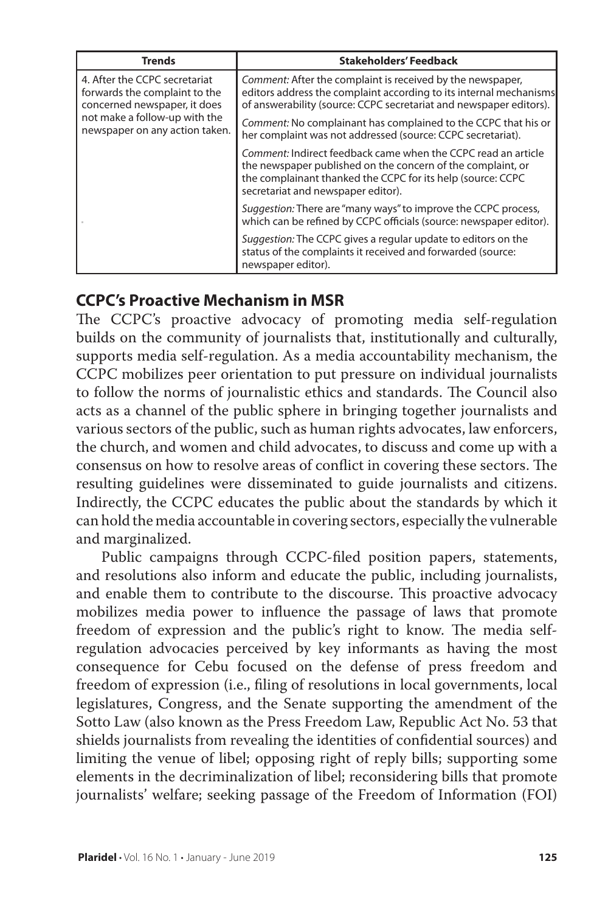| Trends | Stakeholders' Feedback |
|---|---|
| 4. After the CCPC secretariat forwards the complaint to the concerned newspaper, it does not make a follow-up with the newspaper on any action taken. | *Comment:* After the complaint is received by the newspaper, editors address the complaint according to its internal mechanisms of answerability (source: CCPC secretariat and newspaper editors). |
| | *Comment:* No complainant has complained to the CCPC that his or her complaint was not addressed (source: CCPC secretariat). |
| | *Comment:* Indirect feedback came when the CCPC read an article the newspaper published on the concern of the complaint, or the complainant thanked the CCPC for its help (source: CCPC secretariat and newspaper editor). |
| | *Suggestion:* There are "many ways" to improve the CCPC process, which can be refined by CCPC officials (source: newspaper editor). |
| | *Suggestion:* The CCPC gives a regular update to editors on the status of the complaints it received and forwarded (source: newspaper editor). |

## CCPC's Proactive Mechanism in MSR

The CCPC's proactive advocacy of promoting media self-regulation builds on the community of journalists that, institutionally and culturally, supports media self-regulation. As a media accountability mechanism, the CCPC mobilizes peer orientation to put pressure on individual journalists to follow the norms of journalistic ethics and standards. The Council also acts as a channel of the public sphere in bringing together journalists and various sectors of the public, such as human rights advocates, law enforcers, the church, and women and child advocates, to discuss and come up with a consensus on how to resolve areas of conflict in covering these sectors. The resulting guidelines were disseminated to guide journalists and citizens. Indirectly, the CCPC educates the public about the standards by which it can hold the media accountable in covering sectors, especially the vulnerable and marginalized.

Public campaigns through CCPC-filed position papers, statements, and resolutions also inform and educate the public, including journalists, and enable them to contribute to the discourse. This proactive advocacy mobilizes media power to influence the passage of laws that promote freedom of expression and the public's right to know. The media self-regulation advocacies perceived by key informants as having the most consequence for Cebu focused on the defense of press freedom and freedom of expression (i.e., filing of resolutions in local governments, local legislatures, Congress, and the Senate supporting the amendment of the Sotto Law (also known as the Press Freedom Law, Republic Act No. 53 that shields journalists from revealing the identities of confidential sources) and limiting the venue of libel; opposing right of reply bills; supporting some elements in the decriminalization of libel; reconsidering bills that promote journalists' welfare; seeking passage of the Freedom of Information (FOI)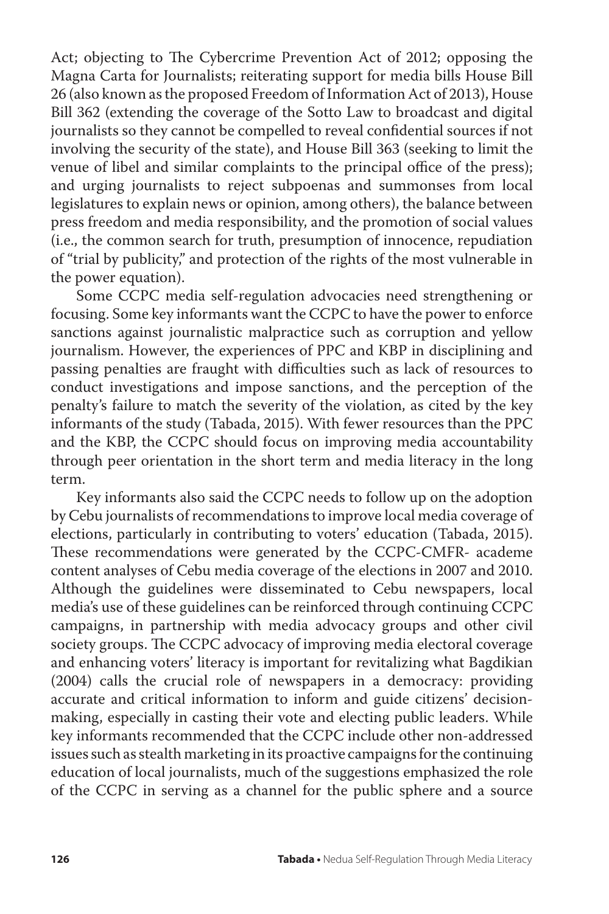Act; objecting to The Cybercrime Prevention Act of 2012; opposing the Magna Carta for Journalists; reiterating support for media bills House Bill 26 (also known as the proposed Freedom of Information Act of 2013), House Bill 362 (extending the coverage of the Sotto Law to broadcast and digital journalists so they cannot be compelled to reveal confidential sources if not involving the security of the state), and House Bill 363 (seeking to limit the venue of libel and similar complaints to the principal office of the press); and urging journalists to reject subpoenas and summonses from local legislatures to explain news or opinion, among others), the balance between press freedom and media responsibility, and the promotion of social values (i.e., the common search for truth, presumption of innocence, repudiation of "trial by publicity," and protection of the rights of the most vulnerable in the power equation).

Some CCPC media self-regulation advocacies need strengthening or focusing. Some key informants want the CCPC to have the power to enforce sanctions against journalistic malpractice such as corruption and yellow journalism. However, the experiences of PPC and KBP in disciplining and passing penalties are fraught with difficulties such as lack of resources to conduct investigations and impose sanctions, and the perception of the penalty's failure to match the severity of the violation, as cited by the key informants of the study (Tabada, 2015). With fewer resources than the PPC and the KBP, the CCPC should focus on improving media accountability through peer orientation in the short term and media literacy in the long term.

Key informants also said the CCPC needs to follow up on the adoption by Cebu journalists of recommendations to improve local media coverage of elections, particularly in contributing to voters' education (Tabada, 2015). These recommendations were generated by the CCPC-CMFR- academe content analyses of Cebu media coverage of the elections in 2007 and 2010. Although the guidelines were disseminated to Cebu newspapers, local media's use of these guidelines can be reinforced through continuing CCPC campaigns, in partnership with media advocacy groups and other civil society groups. The CCPC advocacy of improving media electoral coverage and enhancing voters' literacy is important for revitalizing what Bagdikian (2004) calls the crucial role of newspapers in a democracy: providing accurate and critical information to inform and guide citizens' decision-making, especially in casting their vote and electing public leaders. While key informants recommended that the CCPC include other non-addressed issues such as stealth marketing in its proactive campaigns for the continuing education of local journalists, much of the suggestions emphasized the role of the CCPC in serving as a channel for the public sphere and a source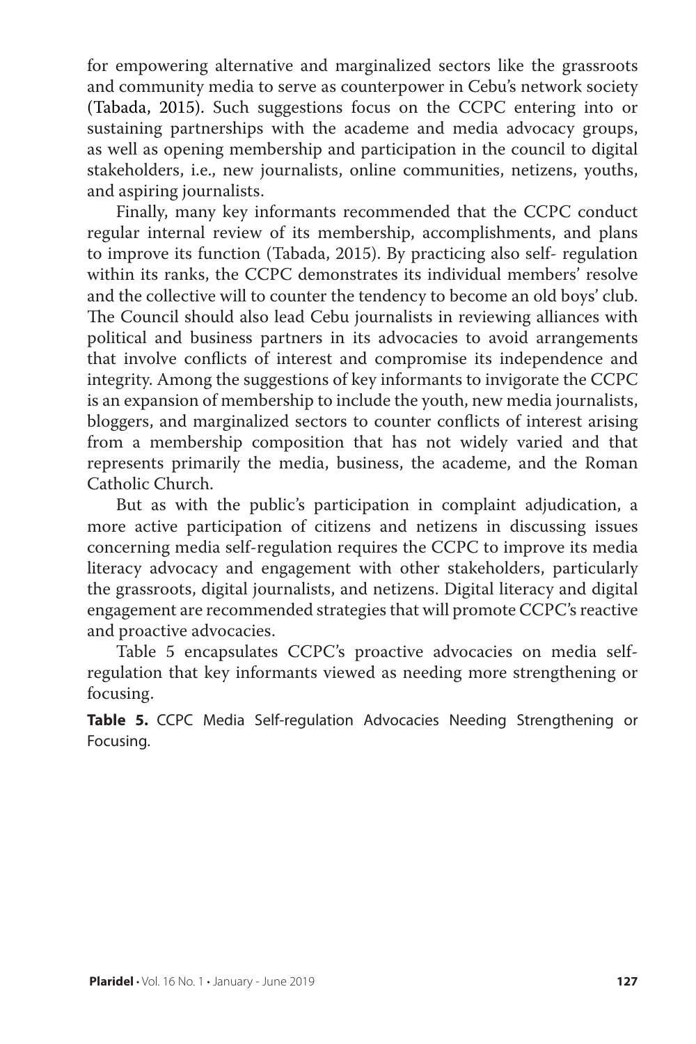for empowering alternative and marginalized sectors like the grassroots and community media to serve as counterpower in Cebu's network society (Tabada, 2015). Such suggestions focus on the CCPC entering into or sustaining partnerships with the academe and media advocacy groups, as well as opening membership and participation in the council to digital stakeholders, i.e., new journalists, online communities, netizens, youths, and aspiring journalists.

Finally, many key informants recommended that the CCPC conduct regular internal review of its membership, accomplishments, and plans to improve its function (Tabada, 2015). By practicing also self- regulation within its ranks, the CCPC demonstrates its individual members' resolve and the collective will to counter the tendency to become an old boys' club. The Council should also lead Cebu journalists in reviewing alliances with political and business partners in its advocacies to avoid arrangements that involve conflicts of interest and compromise its independence and integrity. Among the suggestions of key informants to invigorate the CCPC is an expansion of membership to include the youth, new media journalists, bloggers, and marginalized sectors to counter conflicts of interest arising from a membership composition that has not widely varied and that represents primarily the media, business, the academe, and the Roman Catholic Church.

But as with the public's participation in complaint adjudication, a more active participation of citizens and netizens in discussing issues concerning media self-regulation requires the CCPC to improve its media literacy advocacy and engagement with other stakeholders, particularly the grassroots, digital journalists, and netizens. Digital literacy and digital engagement are recommended strategies that will promote CCPC's reactive and proactive advocacies.

Table 5 encapsulates CCPC's proactive advocacies on media self-regulation that key informants viewed as needing more strengthening or focusing.

**Table 5.** CCPC Media Self-regulation Advocacies Needing Strengthening or Focusing.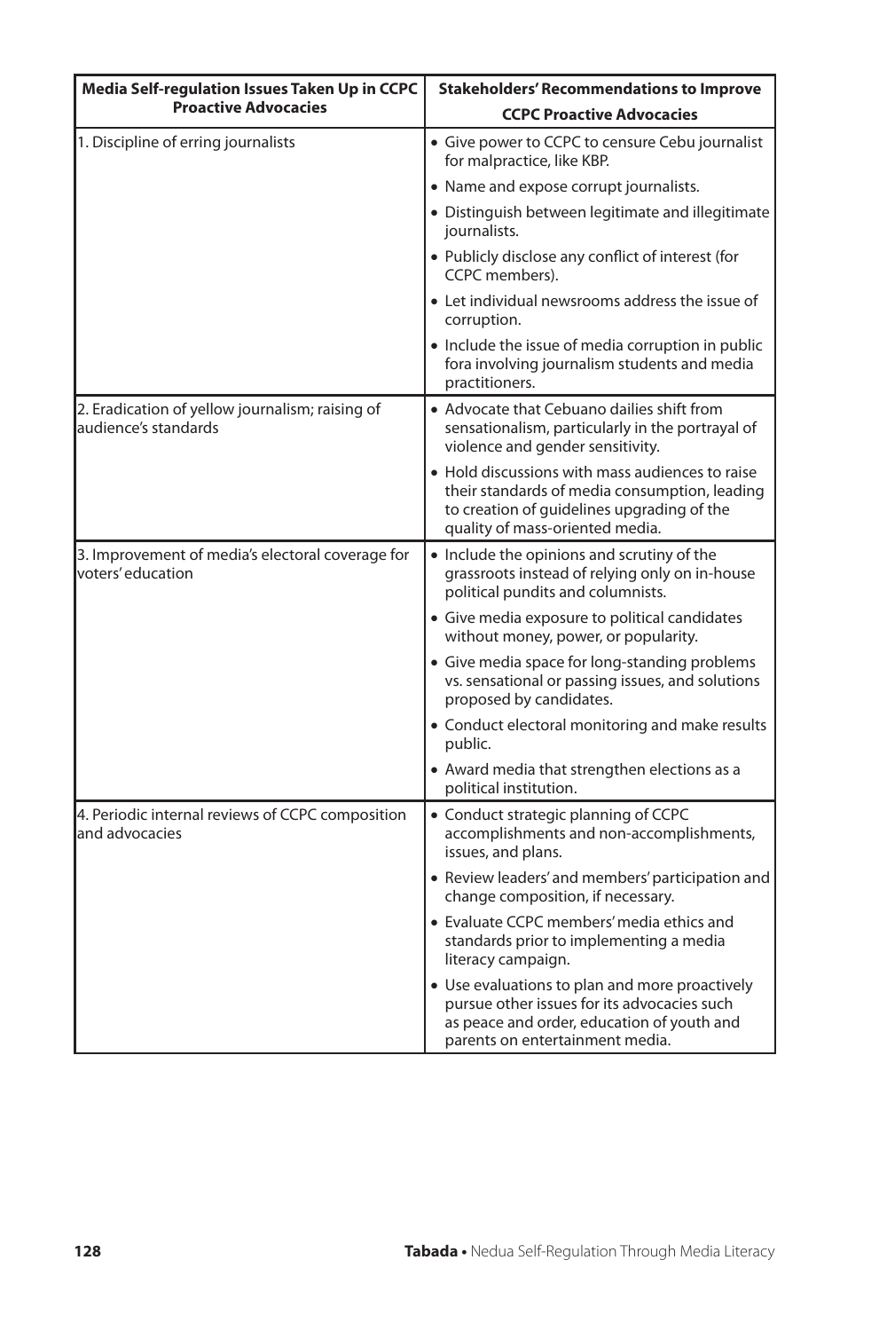| Media Self-regulation Issues Taken Up in CCPC Proactive Advocacies | Stakeholders' Recommendations to Improve CCPC Proactive Advocacies |
|---|---|
| 1. Discipline of erring journalists | • Give power to CCPC to censure Cebu journalist for malpractice, like KBP. |
| | • Name and expose corrupt journalists. |
| | • Distinguish between legitimate and illegitimate journalists. |
| | • Publicly disclose any conflict of interest (for CCPC members). |
| | • Let individual newsrooms address the issue of corruption. |
| | • Include the issue of media corruption in public fora involving journalism students and media practitioners. |
| 2. Eradication of yellow journalism; raising of audience's standards | • Advocate that Cebuano dailies shift from sensationalism, particularly in the portrayal of violence and gender sensitivity. |
| | • Hold discussions with mass audiences to raise their standards of media consumption, leading to creation of guidelines upgrading of the quality of mass-oriented media. |
| 3. Improvement of media's electoral coverage for voters' education | • Include the opinions and scrutiny of the grassroots instead of relying only on in-house political pundits and columnists. |
| | • Give media exposure to political candidates without money, power, or popularity. |
| | • Give media space for long-standing problems vs. sensational or passing issues, and solutions proposed by candidates. |
| | • Conduct electoral monitoring and make results public. |
| | • Award media that strengthen elections as a political institution. |
| 4. Periodic internal reviews of CCPC composition and advocacies | • Conduct strategic planning of CCPC accomplishments and non-accomplishments, issues, and plans. |
| | • Review leaders' and members' participation and change composition, if necessary. |
| | • Evaluate CCPC members' media ethics and standards prior to implementing a media literacy campaign. |
| | • Use evaluations to plan and more proactively pursue other issues for its advocacies such as peace and order, education of youth and parents on entertainment media. |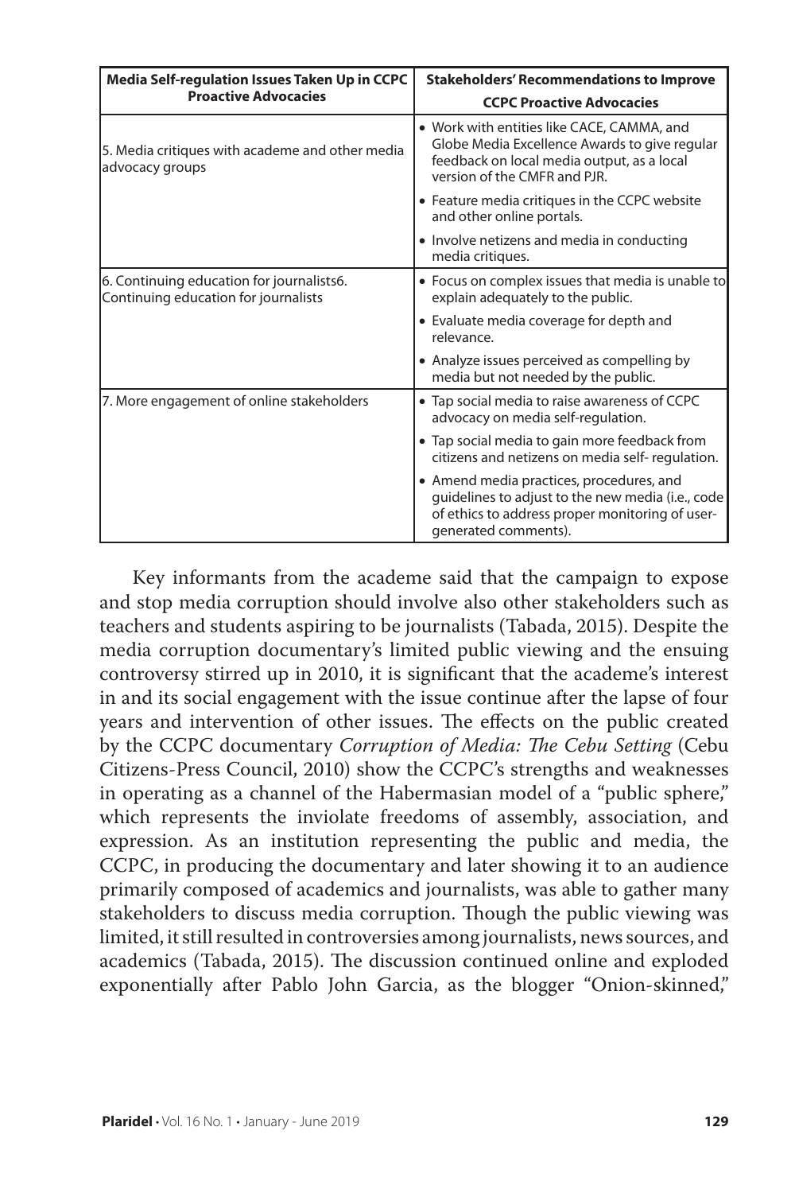| Media Self-regulation Issues Taken Up in CCPC Proactive Advocacies | Stakeholders' Recommendations to Improve CCPC Proactive Advocacies |
|---|---|
| 5. Media critiques with academe and other media advocacy groups | • Work with entities like CACE, CAMMA, and Globe Media Excellence Awards to give regular feedback on local media output, as a local version of the CMFR and PJR. |
| | • Feature media critiques in the CCPC website and other online portals. |
| | • Involve netizens and media in conducting media critiques. |
| 6. Continuing education for journalists6. Continuing education for journalists | • Focus on complex issues that media is unable to explain adequately to the public. |
| | • Evaluate media coverage for depth and relevance. |
| | • Analyze issues perceived as compelling by media but not needed by the public. |
| 7. More engagement of online stakeholders | • Tap social media to raise awareness of CCPC advocacy on media self-regulation. |
| | • Tap social media to gain more feedback from citizens and netizens on media self- regulation. |
| | • Amend media practices, procedures, and guidelines to adjust to the new media (i.e., code of ethics to address proper monitoring of user-generated comments). |

Key informants from the academe said that the campaign to expose and stop media corruption should involve also other stakeholders such as teachers and students aspiring to be journalists (Tabada, 2015). Despite the media corruption documentary's limited public viewing and the ensuing controversy stirred up in 2010, it is significant that the academe's interest in and its social engagement with the issue continue after the lapse of four years and intervention of other issues. The effects on the public created by the CCPC documentary *Corruption of Media: The Cebu Setting* (Cebu Citizens-Press Council, 2010) show the CCPC's strengths and weaknesses in operating as a channel of the Habermasian model of a "public sphere," which represents the inviolate freedoms of assembly, association, and expression. As an institution representing the public and media, the CCPC, in producing the documentary and later showing it to an audience primarily composed of academics and journalists, was able to gather many stakeholders to discuss media corruption. Though the public viewing was limited, it still resulted in controversies among journalists, news sources, and academics (Tabada, 2015). The discussion continued online and exploded exponentially after Pablo John Garcia, as the blogger "Onion-skinned,"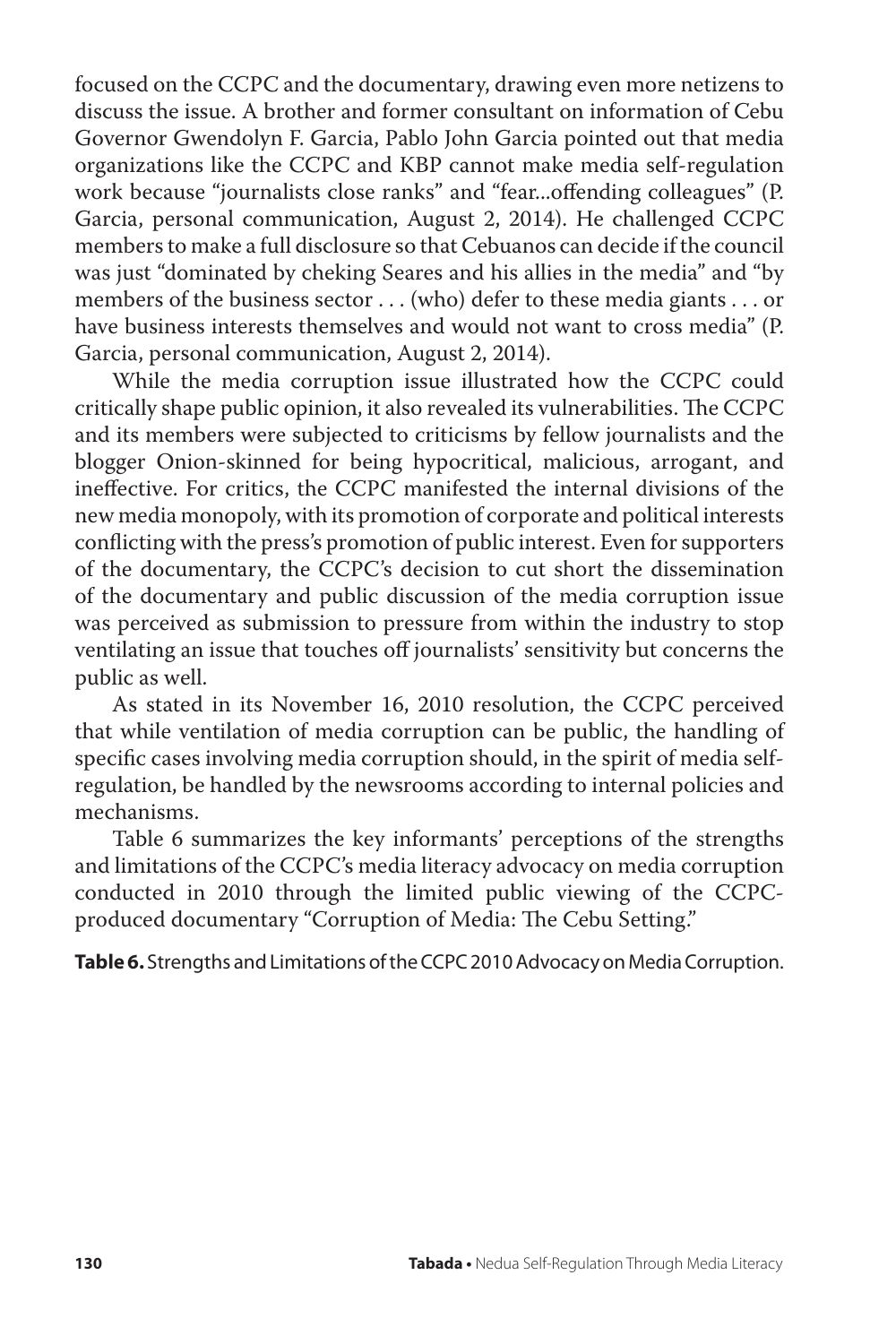focused on the CCPC and the documentary, drawing even more netizens to discuss the issue. A brother and former consultant on information of Cebu Governor Gwendolyn F. Garcia, Pablo John Garcia pointed out that media organizations like the CCPC and KBP cannot make media self-regulation work because "journalists close ranks" and "fear...offending colleagues" (P. Garcia, personal communication, August 2, 2014). He challenged CCPC members to make a full disclosure so that Cebuanos can decide if the council was just "dominated by cheking Seares and his allies in the media" and "by members of the business sector . . . (who) defer to these media giants . . . or have business interests themselves and would not want to cross media" (P. Garcia, personal communication, August 2, 2014).

While the media corruption issue illustrated how the CCPC could critically shape public opinion, it also revealed its vulnerabilities. The CCPC and its members were subjected to criticisms by fellow journalists and the blogger Onion-skinned for being hypocritical, malicious, arrogant, and ineffective. For critics, the CCPC manifested the internal divisions of the new media monopoly, with its promotion of corporate and political interests conflicting with the press's promotion of public interest. Even for supporters of the documentary, the CCPC's decision to cut short the dissemination of the documentary and public discussion of the media corruption issue was perceived as submission to pressure from within the industry to stop ventilating an issue that touches off journalists' sensitivity but concerns the public as well.

As stated in its November 16, 2010 resolution, the CCPC perceived that while ventilation of media corruption can be public, the handling of specific cases involving media corruption should, in the spirit of media self-regulation, be handled by the newsrooms according to internal policies and mechanisms.

Table 6 summarizes the key informants' perceptions of the strengths and limitations of the CCPC's media literacy advocacy on media corruption conducted in 2010 through the limited public viewing of the CCPC-produced documentary "Corruption of Media: The Cebu Setting."

**Table 6.** Strengths and Limitations of the CCPC 2010 Advocacy on Media Corruption.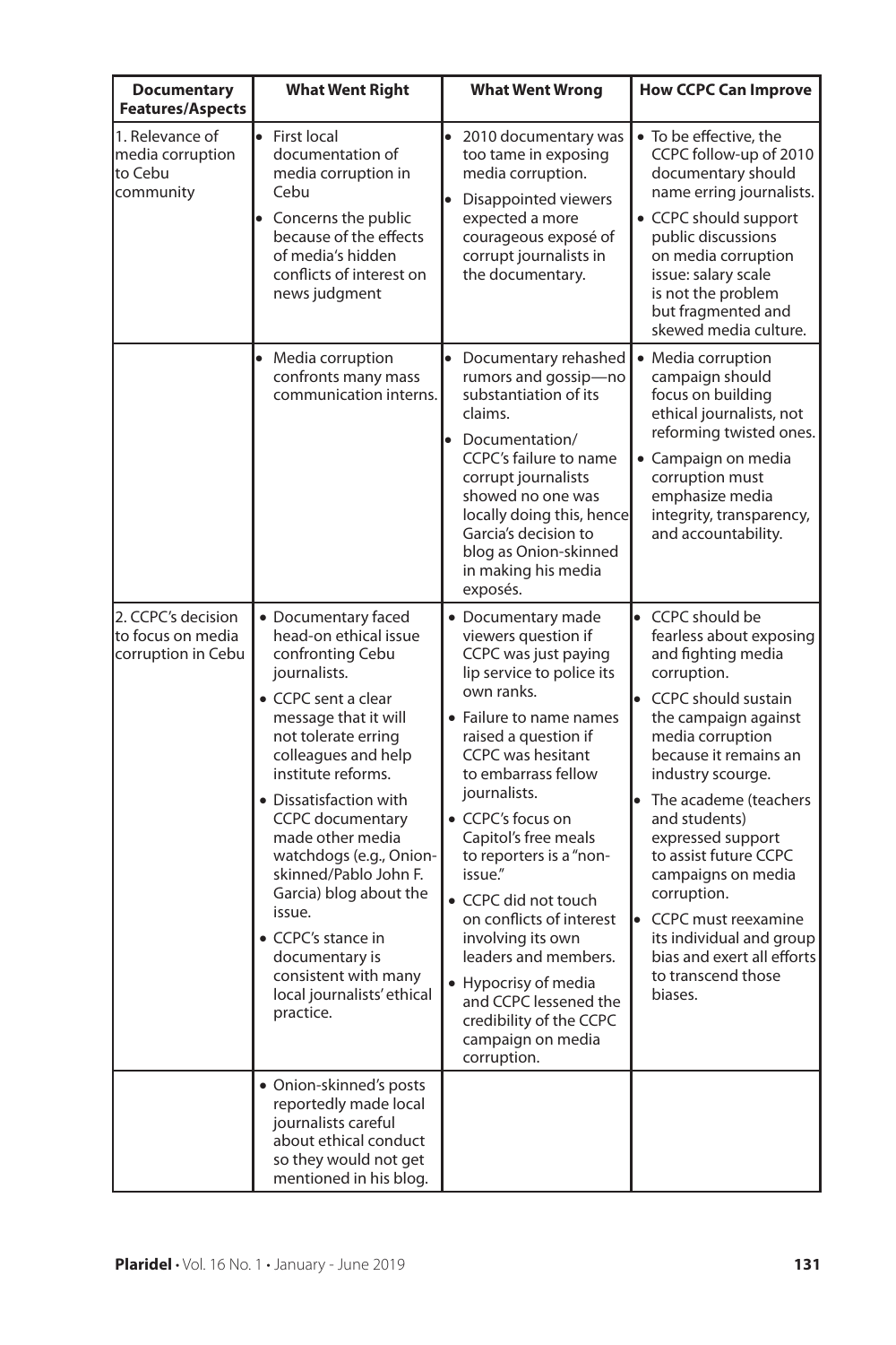| Documentary Features/Aspects | What Went Right | What Went Wrong | How CCPC Can Improve |
|---|---|---|---|
| 1. Relevance of media corruption to Cebu community | • First local documentation of media corruption in Cebu<br>• Concerns the public because of the effects of media's hidden conflicts of interest on news judgment | • 2010 documentary was too tame in exposing media corruption.<br>• Disappointed viewers expected a more courageous exposé of corrupt journalists in the documentary. | • To be effective, the CCPC follow-up of 2010 documentary should name erring journalists.<br>• CCPC should support public discussions on media corruption issue: salary scale is not the problem but fragmented and skewed media culture. |
| | • Media corruption confronts many mass communication interns. | • Documentary rehashed rumors and gossip—no substantiation of its claims.<br>• Documentation/ CCPC's failure to name corrupt journalists showed no one was locally doing this, hence Garcia's decision to blog as Onion-skinned in making his media exposés. | • Media corruption campaign should focus on building ethical journalists, not reforming twisted ones.<br>• Campaign on media corruption must emphasize media integrity, transparency, and accountability. |
| 2. CCPC's decision to focus on media corruption in Cebu | • Documentary faced head-on ethical issue confronting Cebu journalists.<br>• CCPC sent a clear message that it will not tolerate erring colleagues and help institute reforms.<br>• Dissatisfaction with CCPC documentary made other media watchdogs (e.g., Onion-skinned/Pablo John F. Garcia) blog about the issue.<br>• CCPC's stance in documentary is consistent with many local journalists' ethical practice. | • Documentary made viewers question if CCPC was just paying lip service to police its own ranks.<br>• Failure to name names raised a question if CCPC was hesitant to embarrass fellow journalists.<br>• CCPC's focus on Capitol's free meals to reporters is a "non-issue."<br>• CCPC did not touch on conflicts of interest involving its own leaders and members.<br>• Hypocrisy of media and CCPC lessened the credibility of the CCPC campaign on media corruption. | • CCPC should be fearless about exposing and fighting media corruption.<br>• CCPC should sustain the campaign against media corruption because it remains an industry scourge.<br>• The academe (teachers and students) expressed support to assist future CCPC campaigns on media corruption.<br>• CCPC must reexamine its individual and group bias and exert all efforts to transcend those biases. |
| | • Onion-skinned's posts reportedly made local journalists careful about ethical conduct so they would not get mentioned in his blog. | | |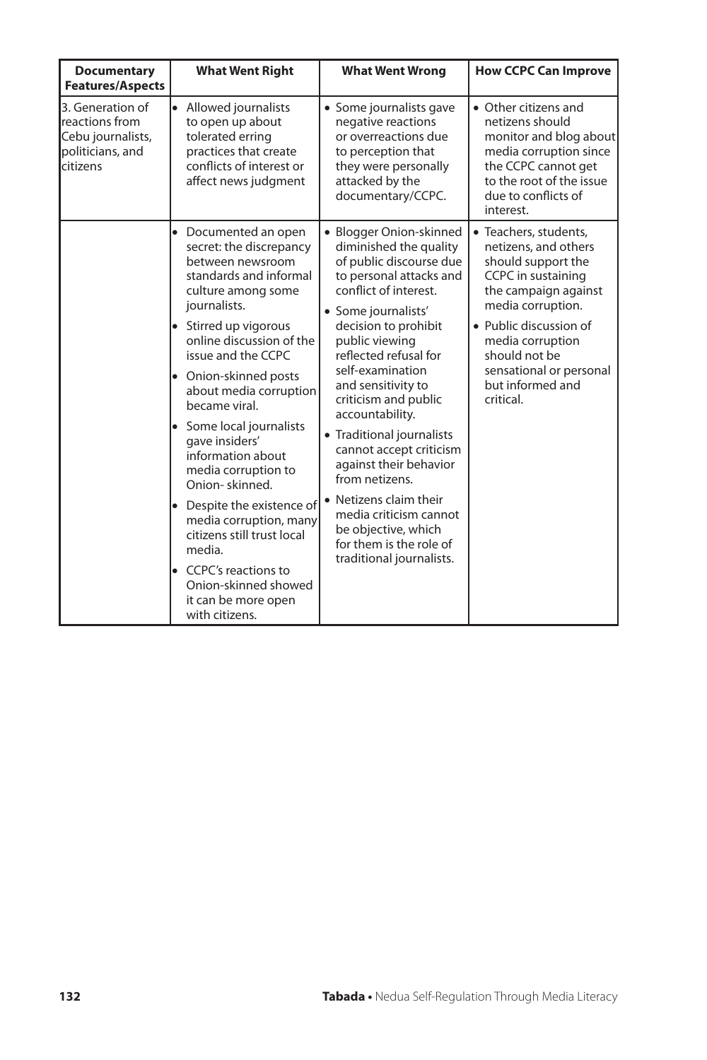| Documentary Features/Aspects | What Went Right | What Went Wrong | How CCPC Can Improve |
|---|---|---|---|
| 3. Generation of reactions from Cebu journalists, politicians, and citizens | • Allowed journalists to open up about tolerated erring practices that create conflicts of interest or affect news judgment | • Some journalists gave negative reactions or overreactions due to perception that they were personally attacked by the documentary/CCPC. | • Other citizens and netizens should monitor and blog about media corruption since the CCPC cannot get to the root of the issue due to conflicts of interest. |
| | • Documented an open secret: the discrepancy between newsroom standards and informal culture among some journalists.<br>• Stirred up vigorous online discussion of the issue and the CCPC<br>• Onion-skinned posts about media corruption became viral.<br>• Some local journalists gave insiders' information about media corruption to Onion- skinned.<br>• Despite the existence of media corruption, many citizens still trust local media.<br>• CCPC's reactions to Onion-skinned showed it can be more open with citizens. | • Blogger Onion-skinned diminished the quality of public discourse due to personal attacks and conflict of interest.<br>• Some journalists' decision to prohibit public viewing reflected refusal for self-examination and sensitivity to criticism and public accountability.<br>• Traditional journalists cannot accept criticism against their behavior from netizens.<br>• Netizens claim their media criticism cannot be objective, which for them is the role of traditional journalists. | • Teachers, students, netizens, and others should support the CCPC in sustaining the campaign against media corruption.<br>• Public discussion of media corruption should not be sensational or personal but informed and critical. |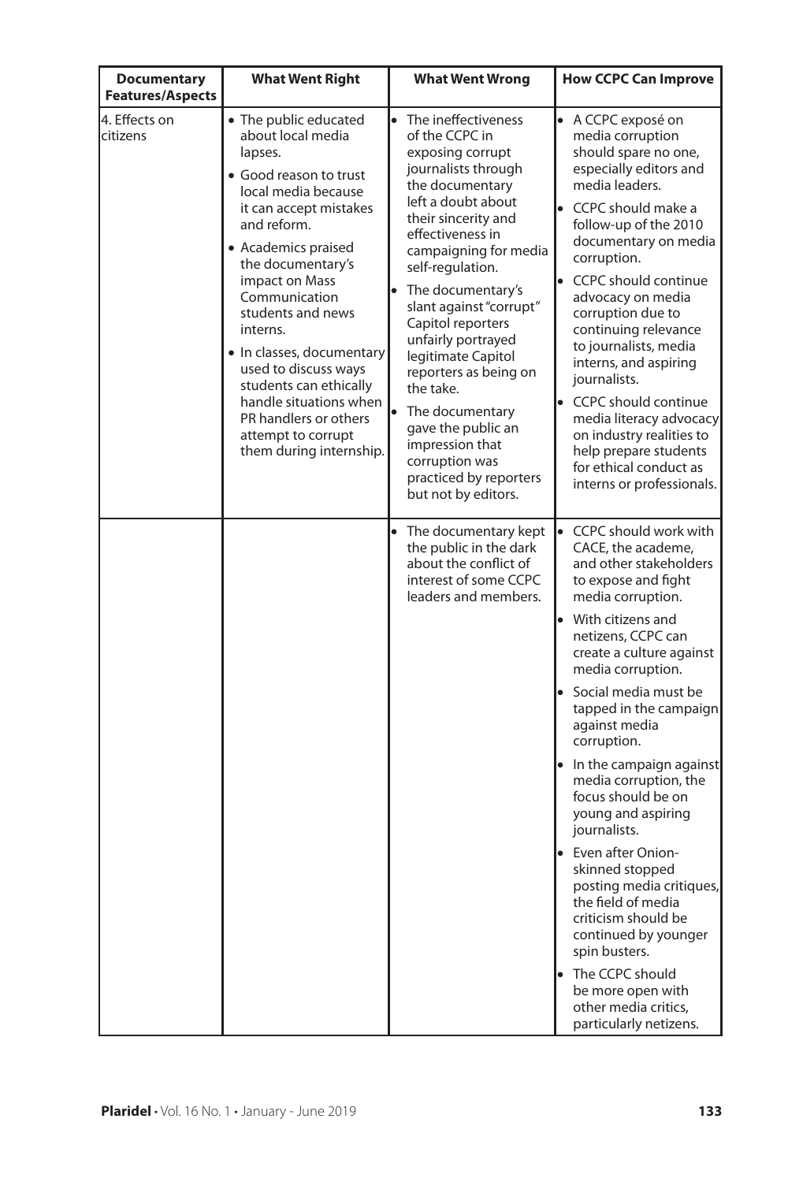| Documentary Features/Aspects | What Went Right | What Went Wrong | How CCPC Can Improve |
|---|---|---|---|
| 4. Effects on citizens | • The public educated about local media lapses.<br>• Good reason to trust local media because it can accept mistakes and reform.<br>• Academics praised the documentary's impact on Mass Communication students and news interns.<br>• In classes, documentary used to discuss ways students can ethically handle situations when PR handlers or others attempt to corrupt them during internship. | • The ineffectiveness of the CCPC in exposing corrupt journalists through the documentary left a doubt about their sincerity and effectiveness in campaigning for media self-regulation.<br>• The documentary's slant against "corrupt" Capitol reporters unfairly portrayed legitimate Capitol reporters as being on the take.<br>• The documentary gave the public an impression that corruption was practiced by reporters but not by editors. | • A CCPC exposé on media corruption should spare no one, especially editors and media leaders.<br>• CCPC should make a follow-up of the 2010 documentary on media corruption.<br>• CCPC should continue advocacy on media corruption due to continuing relevance to journalists, media interns, and aspiring journalists.<br>• CCPC should continue media literacy advocacy on industry realities to help prepare students for ethical conduct as interns or professionals. |
| | | • The documentary kept the public in the dark about the conflict of interest of some CCPC leaders and members. | • CCPC should work with CACE, the academe, and other stakeholders to expose and fight media corruption.<br>• With citizens and netizens, CCPC can create a culture against media corruption.<br>• Social media must be tapped in the campaign against media corruption.<br>• In the campaign against media corruption, the focus should be on young and aspiring journalists.<br>• Even after Onion-skinned stopped posting media critiques, the field of media criticism should be continued by younger spin busters.<br>• The CCPC should be more open with other media critics, particularly netizens. |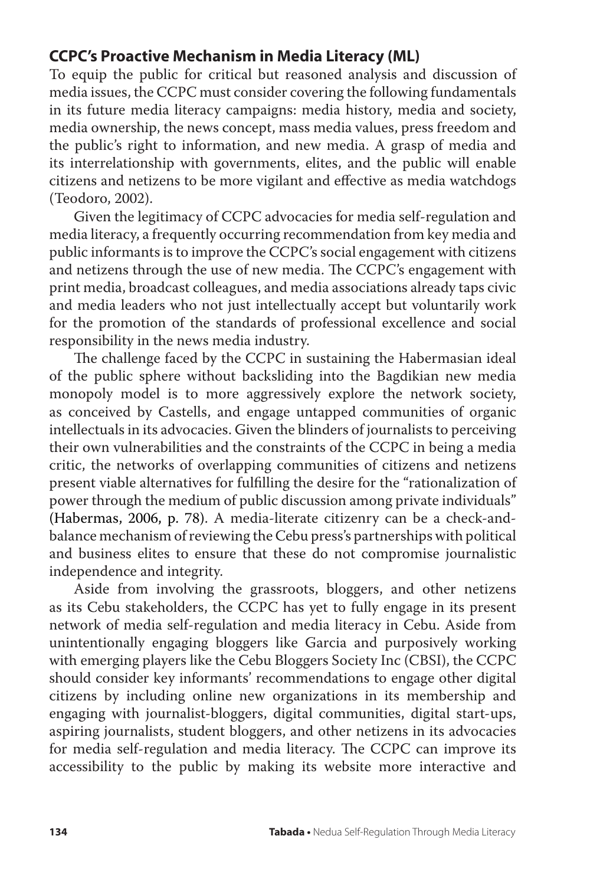## CCPC's Proactive Mechanism in Media Literacy (ML)

To equip the public for critical but reasoned analysis and discussion of media issues, the CCPC must consider covering the following fundamentals in its future media literacy campaigns: media history, media and society, media ownership, the news concept, mass media values, press freedom and the public's right to information, and new media. A grasp of media and its interrelationship with governments, elites, and the public will enable citizens and netizens to be more vigilant and effective as media watchdogs (Teodoro, 2002).

Given the legitimacy of CCPC advocacies for media self-regulation and media literacy, a frequently occurring recommendation from key media and public informants is to improve the CCPC's social engagement with citizens and netizens through the use of new media. The CCPC's engagement with print media, broadcast colleagues, and media associations already taps civic and media leaders who not just intellectually accept but voluntarily work for the promotion of the standards of professional excellence and social responsibility in the news media industry.

The challenge faced by the CCPC in sustaining the Habermasian ideal of the public sphere without backsliding into the Bagdikian new media monopoly model is to more aggressively explore the network society, as conceived by Castells, and engage untapped communities of organic intellectuals in its advocacies. Given the blinders of journalists to perceiving their own vulnerabilities and the constraints of the CCPC in being a media critic, the networks of overlapping communities of citizens and netizens present viable alternatives for fulfilling the desire for the "rationalization of power through the medium of public discussion among private individuals" (Habermas, 2006, p. 78). A media-literate citizenry can be a check-and-balance mechanism of reviewing the Cebu press's partnerships with political and business elites to ensure that these do not compromise journalistic independence and integrity.

Aside from involving the grassroots, bloggers, and other netizens as its Cebu stakeholders, the CCPC has yet to fully engage in its present network of media self-regulation and media literacy in Cebu. Aside from unintentionally engaging bloggers like Garcia and purposively working with emerging players like the Cebu Bloggers Society Inc (CBSI), the CCPC should consider key informants' recommendations to engage other digital citizens by including online new organizations in its membership and engaging with journalist-bloggers, digital communities, digital start-ups, aspiring journalists, student bloggers, and other netizens in its advocacies for media self-regulation and media literacy. The CCPC can improve its accessibility to the public by making its website more interactive and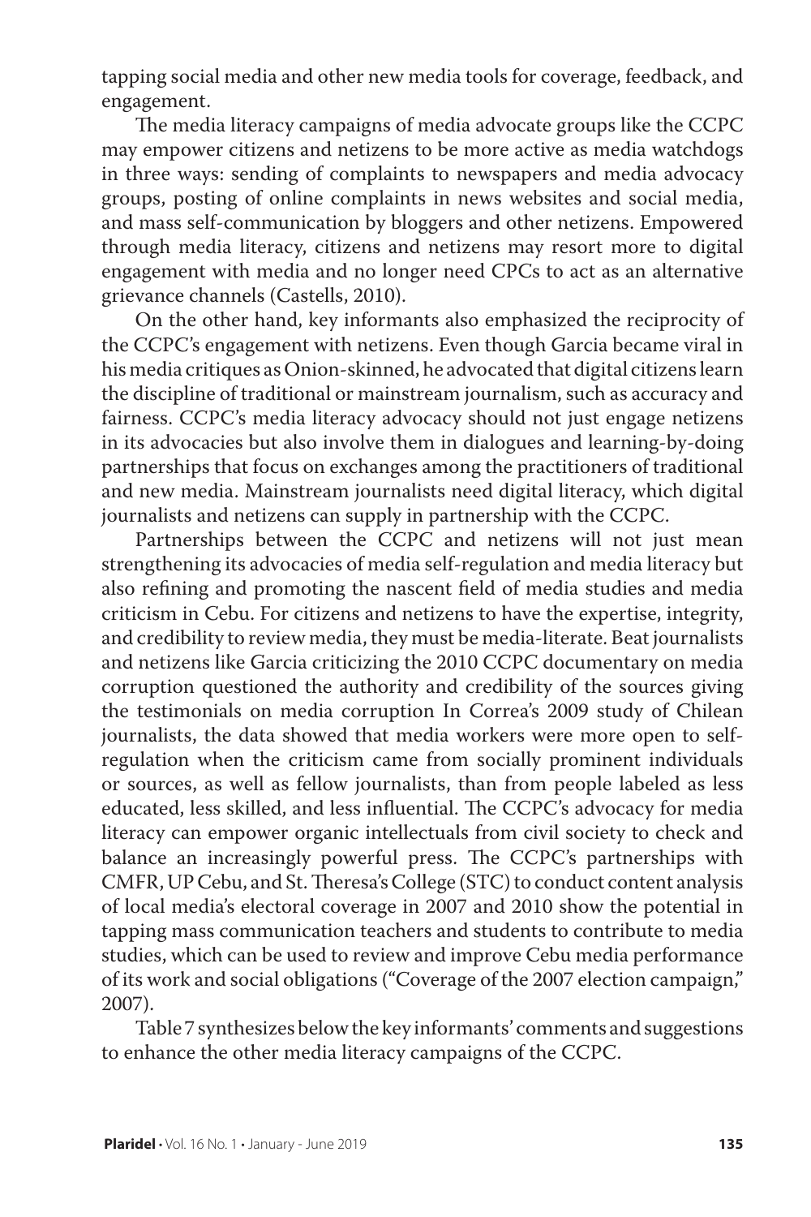tapping social media and other new media tools for coverage, feedback, and engagement.

The media literacy campaigns of media advocate groups like the CCPC may empower citizens and netizens to be more active as media watchdogs in three ways: sending of complaints to newspapers and media advocacy groups, posting of online complaints in news websites and social media, and mass self-communication by bloggers and other netizens. Empowered through media literacy, citizens and netizens may resort more to digital engagement with media and no longer need CPCs to act as an alternative grievance channels (Castells, 2010).

On the other hand, key informants also emphasized the reciprocity of the CCPC's engagement with netizens. Even though Garcia became viral in his media critiques as Onion-skinned, he advocated that digital citizens learn the discipline of traditional or mainstream journalism, such as accuracy and fairness. CCPC's media literacy advocacy should not just engage netizens in its advocacies but also involve them in dialogues and learning-by-doing partnerships that focus on exchanges among the practitioners of traditional and new media. Mainstream journalists need digital literacy, which digital journalists and netizens can supply in partnership with the CCPC.

Partnerships between the CCPC and netizens will not just mean strengthening its advocacies of media self-regulation and media literacy but also refining and promoting the nascent field of media studies and media criticism in Cebu. For citizens and netizens to have the expertise, integrity, and credibility to review media, they must be media-literate. Beat journalists and netizens like Garcia criticizing the 2010 CCPC documentary on media corruption questioned the authority and credibility of the sources giving the testimonials on media corruption In Correa's 2009 study of Chilean journalists, the data showed that media workers were more open to self-regulation when the criticism came from socially prominent individuals or sources, as well as fellow journalists, than from people labeled as less educated, less skilled, and less influential. The CCPC's advocacy for media literacy can empower organic intellectuals from civil society to check and balance an increasingly powerful press. The CCPC's partnerships with CMFR, UP Cebu, and St. Theresa's College (STC) to conduct content analysis of local media's electoral coverage in 2007 and 2010 show the potential in tapping mass communication teachers and students to contribute to media studies, which can be used to review and improve Cebu media performance of its work and social obligations ("Coverage of the 2007 election campaign," 2007).

Table 7 synthesizes below the key informants' comments and suggestions to enhance the other media literacy campaigns of the CCPC.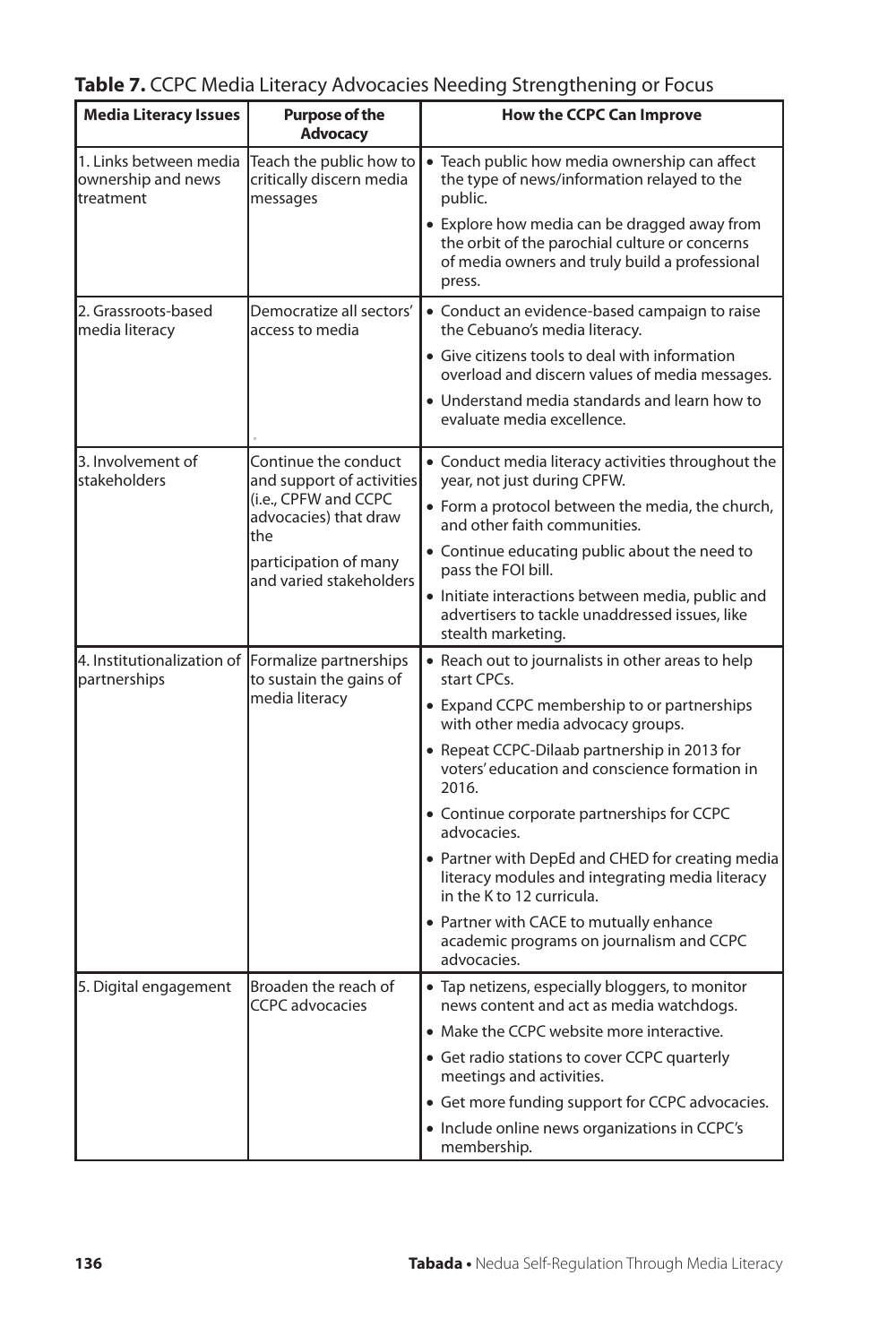**Table 7.** CCPC Media Literacy Advocacies Needing Strengthening or Focus

| Media Literacy Issues | Purpose of the Advocacy | How the CCPC Can Improve |
|---|---|---|
| 1. Links between media ownership and news treatment | Teach the public how to critically discern media messages | • Teach public how media ownership can affect the type of news/information relayed to the public.<br>• Explore how media can be dragged away from the orbit of the parochial culture or concerns of media owners and truly build a professional press. |
| 2. Grassroots-based media literacy | Democratize all sectors' access to media | • Conduct an evidence-based campaign to raise the Cebuano's media literacy.<br>• Give citizens tools to deal with information overload and discern values of media messages.<br>• Understand media standards and learn how to evaluate media excellence. |
| 3. Involvement of stakeholders | Continue the conduct and support of activities (i.e., CPFW and CCPC advocacies) that draw the participation of many and varied stakeholders | • Conduct media literacy activities throughout the year, not just during CPFW.<br>• Form a protocol between the media, the church, and other faith communities.<br>• Continue educating public about the need to pass the FOI bill.<br>• Initiate interactions between media, public and advertisers to tackle unaddressed issues, like stealth marketing. |
| 4. Institutionalization of partnerships | Formalize partnerships to sustain the gains of media literacy | • Reach out to journalists in other areas to help start CPCs.<br>• Expand CCPC membership to or partnerships with other media advocacy groups.<br>• Repeat CCPC-Dilaab partnership in 2013 for voters' education and conscience formation in 2016.<br>• Continue corporate partnerships for CCPC advocacies.<br>• Partner with DepEd and CHED for creating media literacy modules and integrating media literacy in the K to 12 curricula.<br>• Partner with CACE to mutually enhance academic programs on journalism and CCPC advocacies. |
| 5. Digital engagement | Broaden the reach of CCPC advocacies | • Tap netizens, especially bloggers, to monitor news content and act as media watchdogs.<br>• Make the CCPC website more interactive.<br>• Get radio stations to cover CCPC quarterly meetings and activities.<br>• Get more funding support for CCPC advocacies.<br>• Include online news organizations in CCPC's membership. |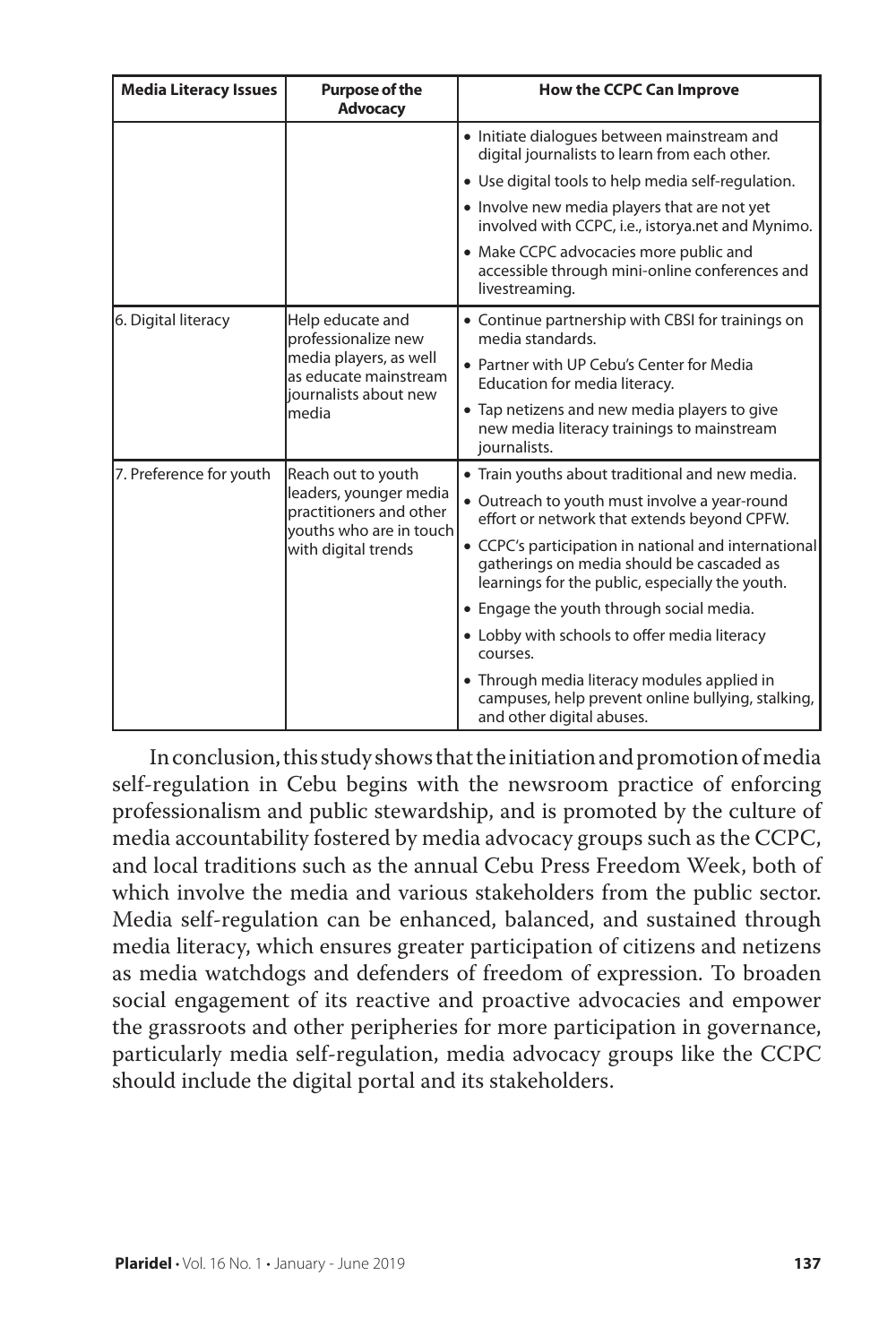| Media Literacy Issues | Purpose of the Advocacy | How the CCPC Can Improve |
|---|---|---|
| | | • Initiate dialogues between mainstream and digital journalists to learn from each other.<br>• Use digital tools to help media self-regulation.<br>• Involve new media players that are not yet involved with CCPC, i.e., istorya.net and Mynimo.<br>• Make CCPC advocacies more public and accessible through mini-online conferences and livestreaming. |
| 6. Digital literacy | Help educate and professionalize new media players, as well as educate mainstream journalists about new media | • Continue partnership with CBSI for trainings on media standards.<br>• Partner with UP Cebu's Center for Media Education for media literacy.<br>• Tap netizens and new media players to give new media literacy trainings to mainstream journalists. |
| 7. Preference for youth | Reach out to youth leaders, younger media practitioners and other youths who are in touch with digital trends | • Train youths about traditional and new media.<br>• Outreach to youth must involve a year-round effort or network that extends beyond CPFW.<br>• CCPC's participation in national and international gatherings on media should be cascaded as learnings for the public, especially the youth.<br>• Engage the youth through social media.<br>• Lobby with schools to offer media literacy courses.<br>• Through media literacy modules applied in campuses, help prevent online bullying, stalking, and other digital abuses. |

In conclusion, this study shows that the initiation and promotion of media self-regulation in Cebu begins with the newsroom practice of enforcing professionalism and public stewardship, and is promoted by the culture of media accountability fostered by media advocacy groups such as the CCPC, and local traditions such as the annual Cebu Press Freedom Week, both of which involve the media and various stakeholders from the public sector. Media self-regulation can be enhanced, balanced, and sustained through media literacy, which ensures greater participation of citizens and netizens as media watchdogs and defenders of freedom of expression. To broaden social engagement of its reactive and proactive advocacies and empower the grassroots and other peripheries for more participation in governance, particularly media self-regulation, media advocacy groups like the CCPC should include the digital portal and its stakeholders.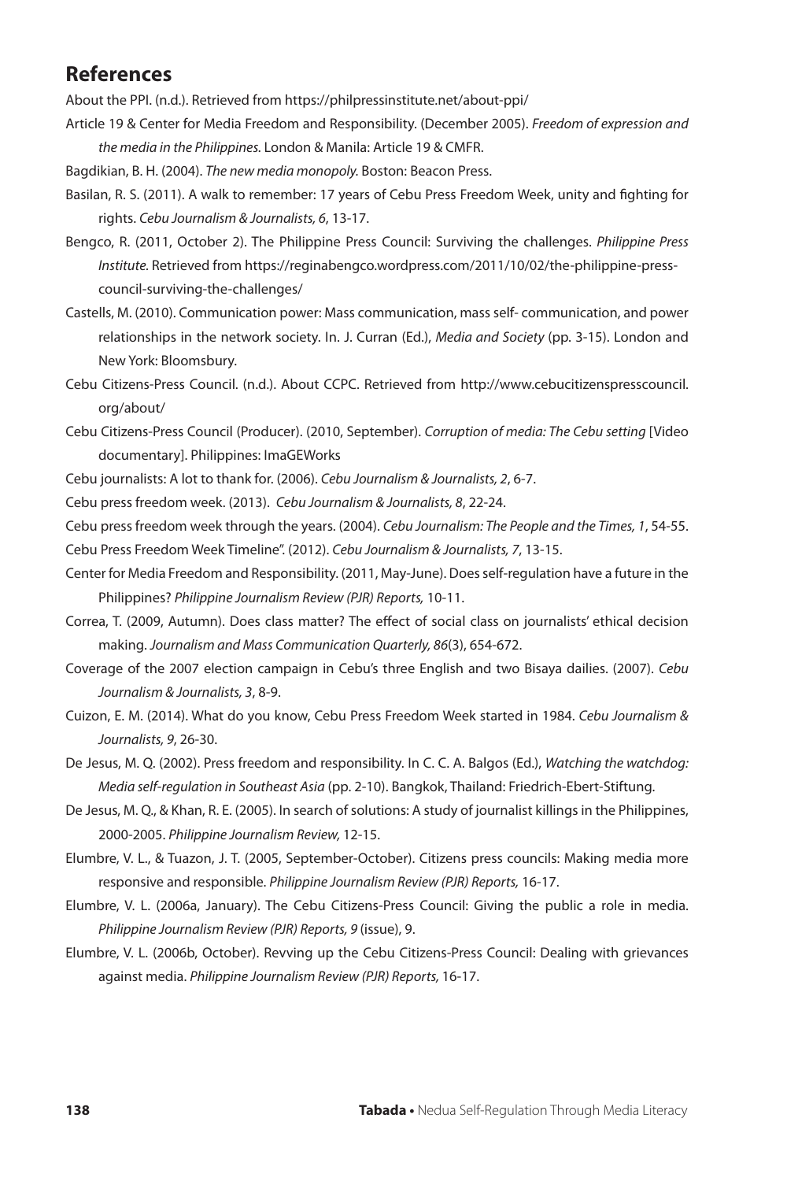## References

About the PPI. (n.d.). Retrieved from https://philpressinstitute.net/about-ppi/

Article 19 & Center for Media Freedom and Responsibility. (December 2005). *Freedom of expression and the media in the Philippines.* London & Manila: Article 19 & CMFR.

Bagdikian, B. H. (2004). *The new media monopoly.* Boston: Beacon Press.

Basilan, R. S. (2011). A walk to remember: 17 years of Cebu Press Freedom Week, unity and fighting for rights. *Cebu Journalism & Journalists, 6*, 13-17.

Bengco, R. (2011, October 2). The Philippine Press Council: Surviving the challenges. *Philippine Press Institute.* Retrieved from https://reginabengco.wordpress.com/2011/10/02/the-philippine-press-council-surviving-the-challenges/

Castells, M. (2010). Communication power: Mass communication, mass self- communication, and power relationships in the network society. In. J. Curran (Ed.), *Media and Society* (pp. 3-15). London and New York: Bloomsbury.

Cebu Citizens-Press Council. (n.d.). About CCPC. Retrieved from http://www.cebucitizenspresscouncil.org/about/

Cebu Citizens-Press Council (Producer). (2010, September). *Corruption of media: The Cebu setting* [Video documentary]. Philippines: ImaGEWorks

Cebu journalists: A lot to thank for. (2006). *Cebu Journalism & Journalists, 2*, 6-7.

Cebu press freedom week. (2013). *Cebu Journalism & Journalists, 8*, 22-24.

Cebu press freedom week through the years. (2004). *Cebu Journalism: The People and the Times, 1*, 54-55.

Cebu Press Freedom Week Timeline". (2012). *Cebu Journalism & Journalists, 7*, 13-15.

Center for Media Freedom and Responsibility. (2011, May-June). Does self-regulation have a future in the Philippines? *Philippine Journalism Review (PJR) Reports,* 10-11.

Correa, T. (2009, Autumn). Does class matter? The effect of social class on journalists' ethical decision making. *Journalism and Mass Communication Quarterly, 86*(3), 654-672.

Coverage of the 2007 election campaign in Cebu's three English and two Bisaya dailies. (2007). *Cebu Journalism & Journalists, 3*, 8-9.

Cuizon, E. M. (2014). What do you know, Cebu Press Freedom Week started in 1984. *Cebu Journalism & Journalists, 9*, 26-30.

De Jesus, M. Q. (2002). Press freedom and responsibility. In C. C. A. Balgos (Ed.), *Watching the watchdog: Media self-regulation in Southeast Asia* (pp. 2-10). Bangkok, Thailand: Friedrich-Ebert-Stiftung.

De Jesus, M. Q., & Khan, R. E. (2005). In search of solutions: A study of journalist killings in the Philippines, 2000-2005. *Philippine Journalism Review,* 12-15.

Elumbre, V. L., & Tuazon, J. T. (2005, September-October). Citizens press councils: Making media more responsive and responsible. *Philippine Journalism Review (PJR) Reports,* 16-17.

Elumbre, V. L. (2006a, January). The Cebu Citizens-Press Council: Giving the public a role in media. *Philippine Journalism Review (PJR) Reports, 9* (issue), 9.

Elumbre, V. L. (2006b, October). Revving up the Cebu Citizens-Press Council: Dealing with grievances against media. *Philippine Journalism Review (PJR) Reports,* 16-17.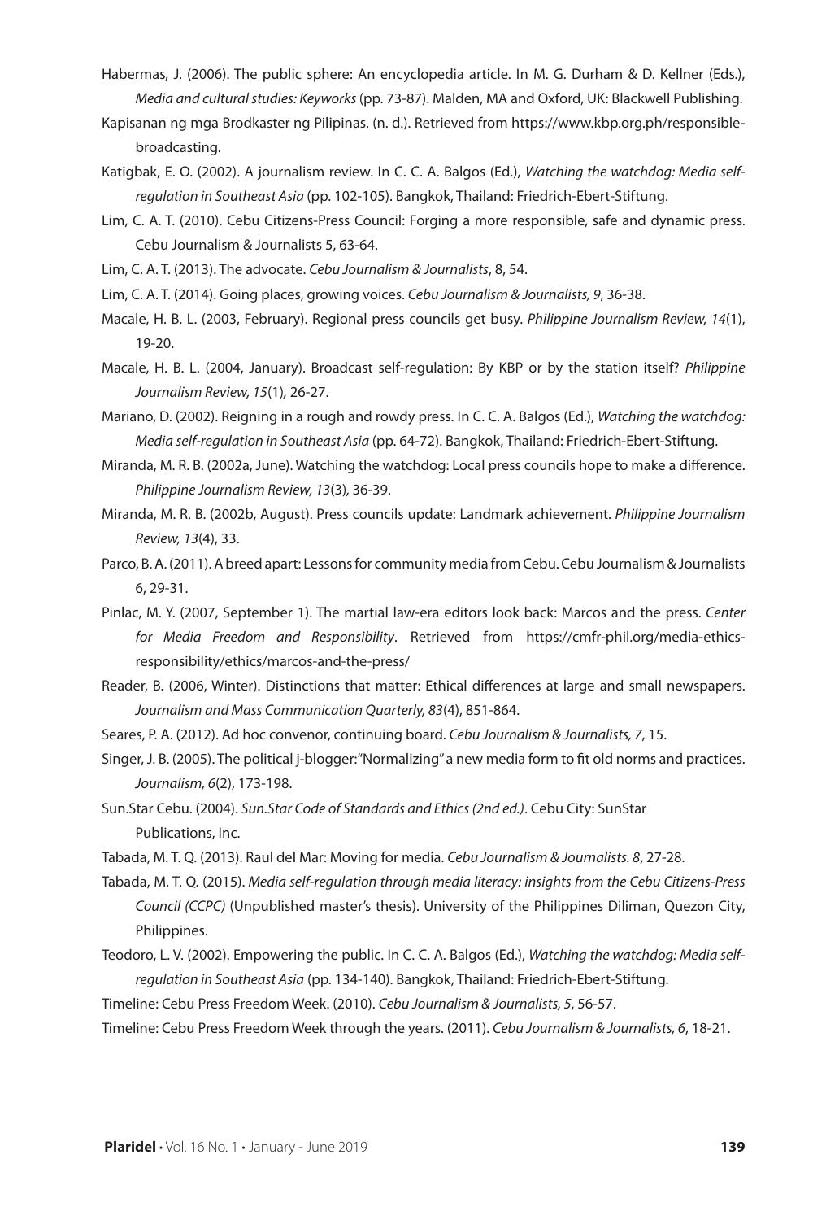Habermas, J. (2006). The public sphere: An encyclopedia article. In M. G. Durham & D. Kellner (Eds.), *Media and cultural studies: Keyworks* (pp. 73-87). Malden, MA and Oxford, UK: Blackwell Publishing.

Kapisanan ng mga Brodkaster ng Pilipinas. (n. d.). Retrieved from https://www.kbp.org.ph/responsible-broadcasting.

Katigbak, E. O. (2002). A journalism review. In C. C. A. Balgos (Ed.), *Watching the watchdog: Media self-regulation in Southeast Asia* (pp. 102-105). Bangkok, Thailand: Friedrich-Ebert-Stiftung.

Lim, C. A. T. (2010). Cebu Citizens-Press Council: Forging a more responsible, safe and dynamic press. Cebu Journalism & Journalists 5, 63-64.

Lim, C. A. T. (2013). The advocate. *Cebu Journalism & Journalists*, 8, 54.

Lim, C. A. T. (2014). Going places, growing voices. *Cebu Journalism & Journalists, 9*, 36-38.

Macale, H. B. L. (2003, February). Regional press councils get busy. *Philippine Journalism Review, 14*(1), 19-20.

Macale, H. B. L. (2004, January). Broadcast self-regulation: By KBP or by the station itself? *Philippine Journalism Review, 15*(1)*,* 26-27.

Mariano, D. (2002). Reigning in a rough and rowdy press. In C. C. A. Balgos (Ed.), *Watching the watchdog: Media self-regulation in Southeast Asia* (pp. 64-72). Bangkok, Thailand: Friedrich-Ebert-Stiftung.

Miranda, M. R. B. (2002a, June). Watching the watchdog: Local press councils hope to make a difference. *Philippine Journalism Review, 13*(3)*,* 36-39.

Miranda, M. R. B. (2002b, August). Press councils update: Landmark achievement. *Philippine Journalism Review, 13*(4), 33.

Parco, B. A. (2011). A breed apart: Lessons for community media from Cebu. Cebu Journalism & Journalists 6, 29-31.

Pinlac, M. Y. (2007, September 1). The martial law-era editors look back: Marcos and the press. *Center for Media Freedom and Responsibility*. Retrieved from https://cmfr-phil.org/media-ethics-responsibility/ethics/marcos-and-the-press/

Reader, B. (2006, Winter). Distinctions that matter: Ethical differences at large and small newspapers. *Journalism and Mass Communication Quarterly, 83*(4), 851-864.

Seares, P. A. (2012). Ad hoc convenor, continuing board. *Cebu Journalism & Journalists, 7*, 15.

Singer, J. B. (2005). The political j-blogger: "Normalizing" a new media form to fit old norms and practices. *Journalism, 6*(2), 173-198.

Sun.Star Cebu. (2004). *Sun.Star Code of Standards and Ethics (2nd ed.)*. Cebu City: SunStar Publications, Inc.

Tabada, M. T. Q. (2013). Raul del Mar: Moving for media. *Cebu Journalism & Journalists. 8*, 27-28.

Tabada, M. T. Q. (2015). *Media self-regulation through media literacy: insights from the Cebu Citizens-Press Council (CCPC)* (Unpublished master's thesis). University of the Philippines Diliman, Quezon City, Philippines.

Teodoro, L. V. (2002). Empowering the public. In C. C. A. Balgos (Ed.), *Watching the watchdog: Media self-regulation in Southeast Asia* (pp. 134-140). Bangkok, Thailand: Friedrich-Ebert-Stiftung.

Timeline: Cebu Press Freedom Week. (2010). *Cebu Journalism & Journalists, 5*, 56-57.

Timeline: Cebu Press Freedom Week through the years. (2011). *Cebu Journalism & Journalists, 6*, 18-21.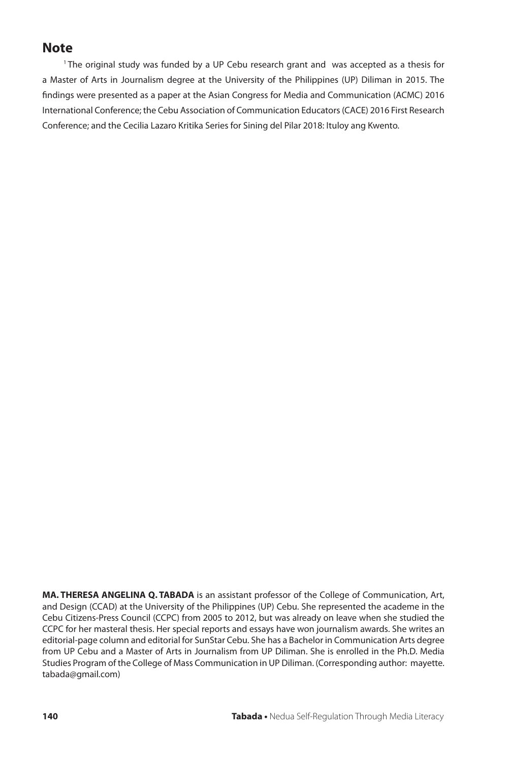## Note

[1] The original study was funded by a UP Cebu research grant and was accepted as a thesis for a Master of Arts in Journalism degree at the University of the Philippines (UP) Diliman in 2015. The findings were presented as a paper at the Asian Congress for Media and Communication (ACMC) 2016 International Conference; the Cebu Association of Communication Educators (CACE) 2016 First Research Conference; and the Cecilia Lazaro Kritika Series for Sining del Pilar 2018: Ituloy ang Kwento.

**MA. THERESA ANGELINA Q. TABADA** is an assistant professor of the College of Communication, Art, and Design (CCAD) at the University of the Philippines (UP) Cebu. She represented the academe in the Cebu Citizens-Press Council (CCPC) from 2005 to 2012, but was already on leave when she studied the CCPC for her masteral thesis. Her special reports and essays have won journalism awards. She writes an editorial-page column and editorial for SunStar Cebu. She has a Bachelor in Communication Arts degree from UP Cebu and a Master of Arts in Journalism from UP Diliman. She is enrolled in the Ph.D. Media Studies Program of the College of Mass Communication in UP Diliman. (Corresponding author: mayette.tabada@gmail.com)